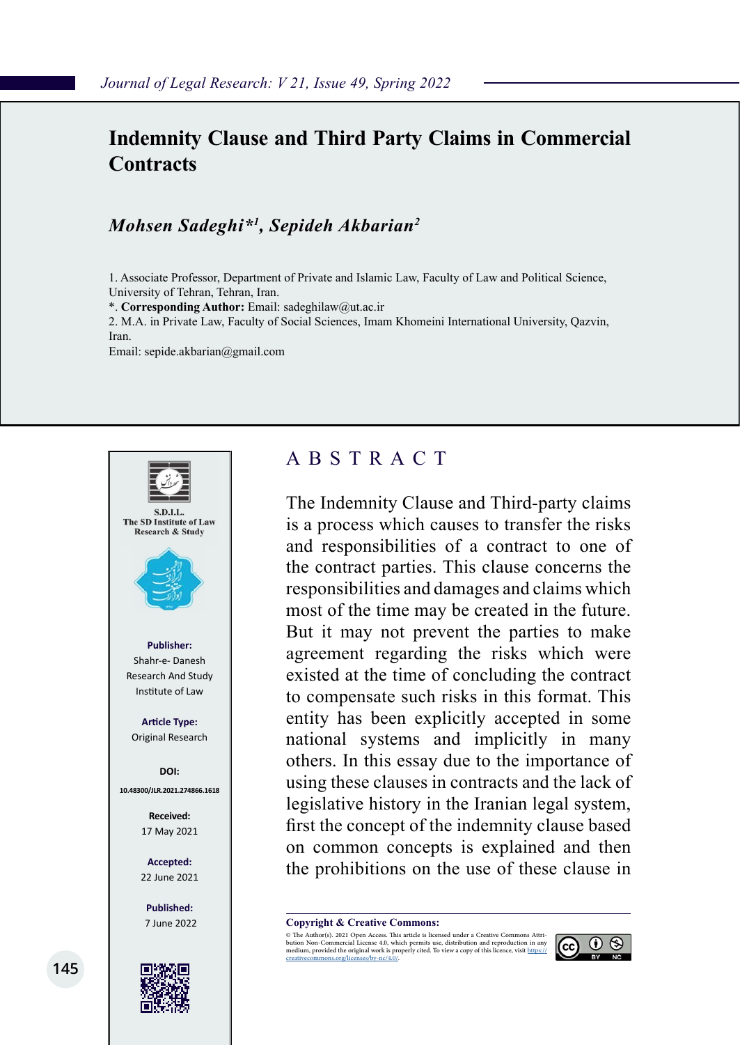# Indemnity Clause and Third Party Claims in Commercial Contracts

***Mohsen Sadeghi*[1], Sepideh Akbarian[2]***

1. Associate Professor, Department of Private and Islamic Law, Faculty of Law and Political Science, University of Tehran, Tehran, Iran.

*. **Corresponding Author:** Email: sadeghilaw@ut.ac.ir

2. M.A. in Private Law, Faculty of Social Sciences, Imam Khomeini International University, Qazvin, Iran.

Email: sepide.akbarian@gmail.com

S.D.I.L.
The SD Institute of Law Research & Study

**Publisher:**
Shahr-e- Danesh Research And Study Institute of Law

**Article Type:**
Original Research

**DOI:**
10.48300/JLR.2021.274866.1618

**Received:**
17 May 2021

**Accepted:**
22 June 2021

**Published:**
7 June 2022

## ABSTRACT

The Indemnity Clause and Third-party claims is a process which causes to transfer the risks and responsibilities of a contract to one of the contract parties. This clause concerns the responsibilities and damages and claims which most of the time may be created in the future. But it may not prevent the parties to make agreement regarding the risks which were existed at the time of concluding the contract to compensate such risks in this format. This entity has been explicitly accepted in some national systems and implicitly in many others. In this essay due to the importance of using these clauses in contracts and the lack of legislative history in the Iranian legal system, first the concept of the indemnity clause based on common concepts is explained and then the prohibitions on the use of these clause in

**Copyright & Creative Commons:**

© The Author(s). 2021 Open Access. This article is licensed under a Creative Commons Attribution Non-Commercial License 4.0, which permits use, distribution and reproduction in any medium, provided the original work is properly cited. To view a copy of this licence, visit https://creativecommons.org/licenses/by-nc/4.0/.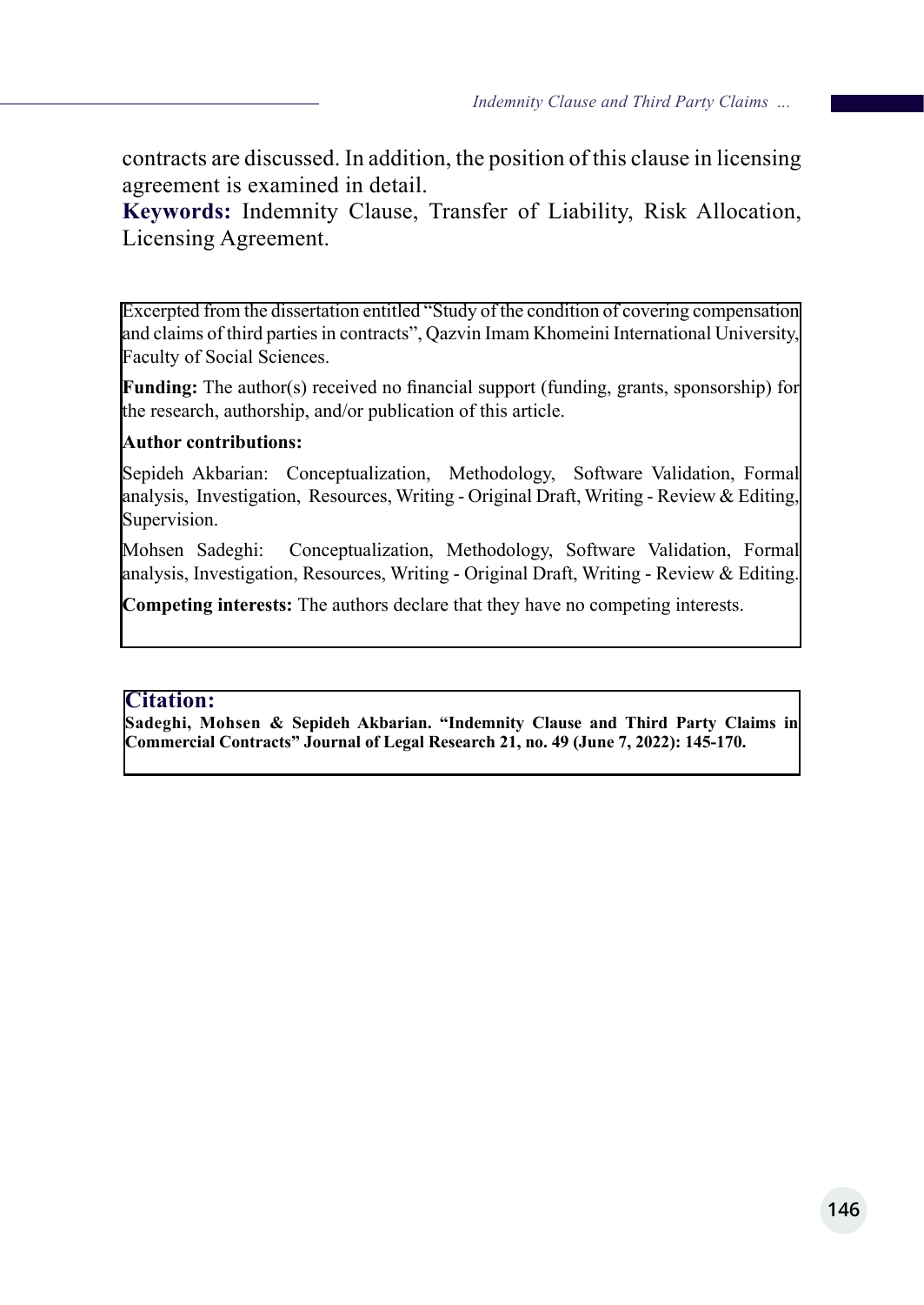contracts are discussed. In addition, the position of this clause in licensing agreement is examined in detail.

**Keywords:** Indemnity Clause, Transfer of Liability, Risk Allocation, Licensing Agreement.

Excerpted from the dissertation entitled "Study of the condition of covering compensation and claims of third parties in contracts", Qazvin Imam Khomeini International University, Faculty of Social Sciences.

**Funding:** The author(s) received no financial support (funding, grants, sponsorship) for the research, authorship, and/or publication of this article.

**Author contributions:**

Sepideh Akbarian: Conceptualization, Methodology, Software Validation, Formal analysis, Investigation, Resources, Writing - Original Draft, Writing - Review & Editing, Supervision.

Mohsen Sadeghi: Conceptualization, Methodology, Software Validation, Formal analysis, Investigation, Resources, Writing - Original Draft, Writing - Review & Editing.

**Competing interests:** The authors declare that they have no competing interests.

**Citation:**

**Sadeghi, Mohsen & Sepideh Akbarian. "Indemnity Clause and Third Party Claims in Commercial Contracts" Journal of Legal Research 21, no. 49 (June 7, 2022): 145-170.**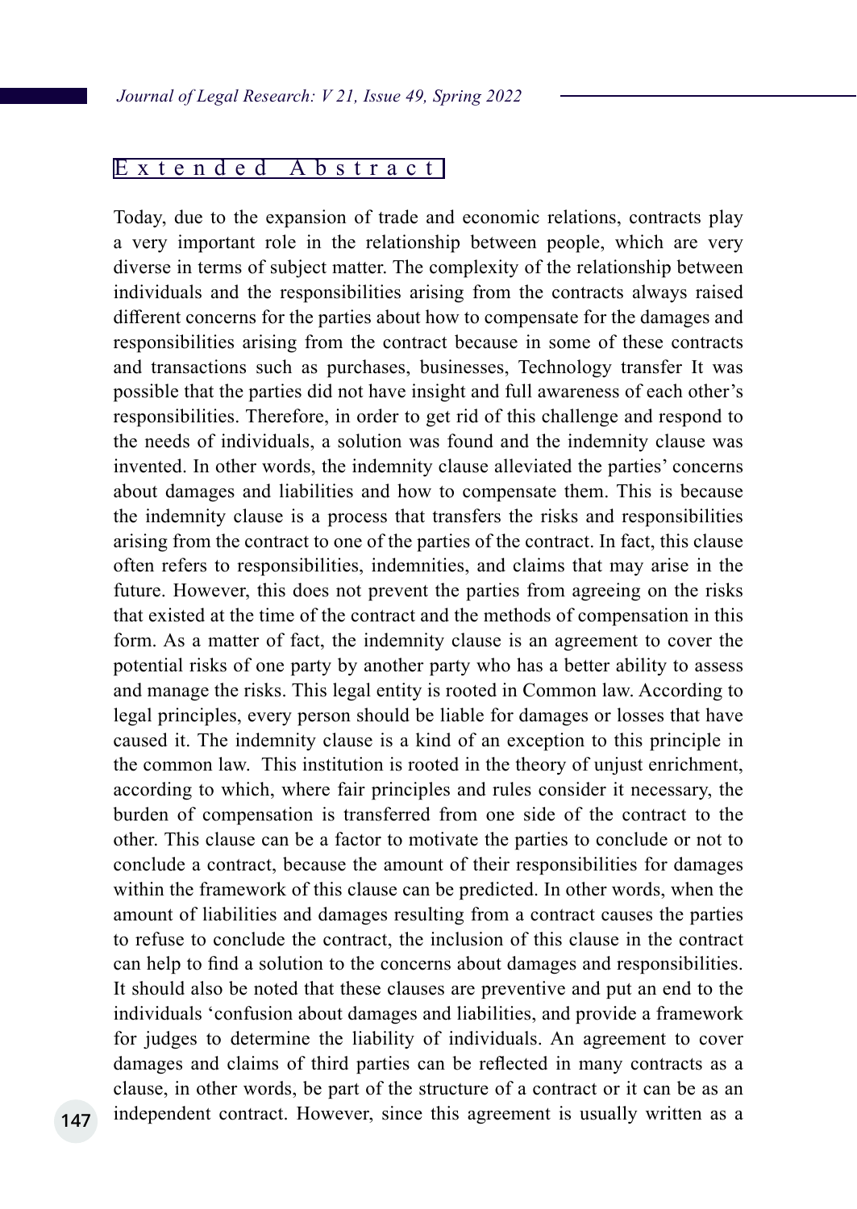## Extended Abstract

Today, due to the expansion of trade and economic relations, contracts play a very important role in the relationship between people, which are very diverse in terms of subject matter. The complexity of the relationship between individuals and the responsibilities arising from the contracts always raised different concerns for the parties about how to compensate for the damages and responsibilities arising from the contract because in some of these contracts and transactions such as purchases, businesses, Technology transfer It was possible that the parties did not have insight and full awareness of each other's responsibilities. Therefore, in order to get rid of this challenge and respond to the needs of individuals, a solution was found and the indemnity clause was invented. In other words, the indemnity clause alleviated the parties' concerns about damages and liabilities and how to compensate them. This is because the indemnity clause is a process that transfers the risks and responsibilities arising from the contract to one of the parties of the contract. In fact, this clause often refers to responsibilities, indemnities, and claims that may arise in the future. However, this does not prevent the parties from agreeing on the risks that existed at the time of the contract and the methods of compensation in this form. As a matter of fact, the indemnity clause is an agreement to cover the potential risks of one party by another party who has a better ability to assess and manage the risks. This legal entity is rooted in Common law. According to legal principles, every person should be liable for damages or losses that have caused it. The indemnity clause is a kind of an exception to this principle in the common law. This institution is rooted in the theory of unjust enrichment, according to which, where fair principles and rules consider it necessary, the burden of compensation is transferred from one side of the contract to the other. This clause can be a factor to motivate the parties to conclude or not to conclude a contract, because the amount of their responsibilities for damages within the framework of this clause can be predicted. In other words, when the amount of liabilities and damages resulting from a contract causes the parties to refuse to conclude the contract, the inclusion of this clause in the contract can help to find a solution to the concerns about damages and responsibilities. It should also be noted that these clauses are preventive and put an end to the individuals 'confusion about damages and liabilities, and provide a framework for judges to determine the liability of individuals. An agreement to cover damages and claims of third parties can be reflected in many contracts as a clause, in other words, be part of the structure of a contract or it can be as an independent contract. However, since this agreement is usually written as a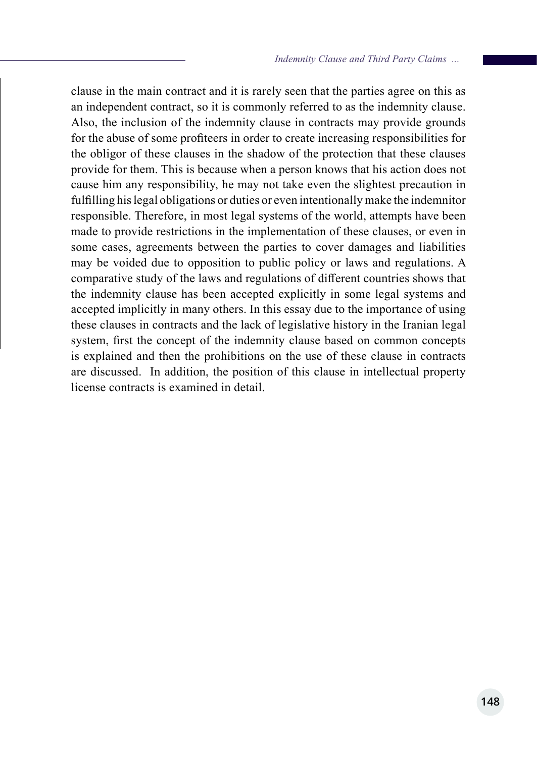clause in the main contract and it is rarely seen that the parties agree on this as an independent contract, so it is commonly referred to as the indemnity clause. Also, the inclusion of the indemnity clause in contracts may provide grounds for the abuse of some profiteers in order to create increasing responsibilities for the obligor of these clauses in the shadow of the protection that these clauses provide for them. This is because when a person knows that his action does not cause him any responsibility, he may not take even the slightest precaution in fulfilling his legal obligations or duties or even intentionally make the indemnitor responsible. Therefore, in most legal systems of the world, attempts have been made to provide restrictions in the implementation of these clauses, or even in some cases, agreements between the parties to cover damages and liabilities may be voided due to opposition to public policy or laws and regulations. A comparative study of the laws and regulations of different countries shows that the indemnity clause has been accepted explicitly in some legal systems and accepted implicitly in many others. In this essay due to the importance of using these clauses in contracts and the lack of legislative history in the Iranian legal system, first the concept of the indemnity clause based on common concepts is explained and then the prohibitions on the use of these clause in contracts are discussed. In addition, the position of this clause in intellectual property license contracts is examined in detail.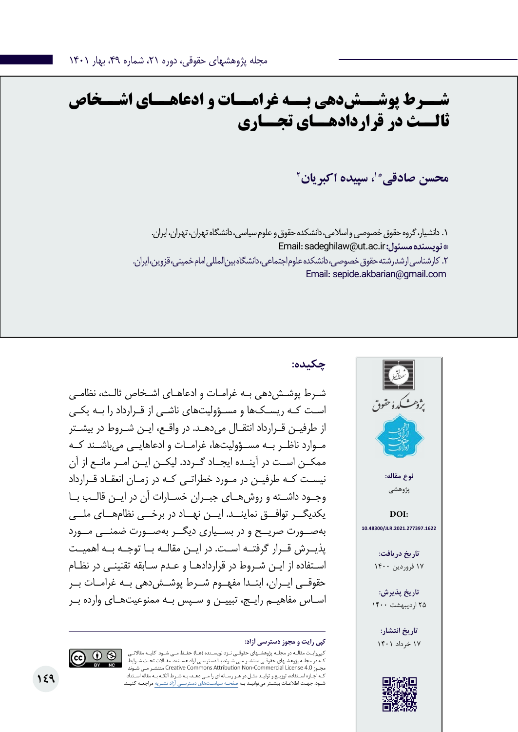# شــرط پوشــش‌دهی بــه غرامــات و ادعاهــای اشــخاص ثالــث در قراردادهــای تجــاری

**محسن صادقی*[1]، سپیده اکبریان[2]**

۱. دانشیار، گروه حقوق خصوصی و اسلامی، دانشکده حقوق و علوم سیاسی، دانشگاه تهران، تهران، ایران.

**\* نویسنده مسئول:** Email: sadeghilaw@ut.ac.ir

۲. کارشناسی ارشد رشته حقوق خصوصی، دانشکده علوم اجتماعی، دانشگاه بین‌المللی امام خمینی، قزوین، ایران.

Email: sepide.akbarian@gmail.com

**نوع مقاله:** پژوهشی

**DOI:** 10.48300/JLR.2021.277397.1622

**تاریخ دریافت:** ۱۷ فروردین ۱۴۰۰

**تاریخ پذیرش:** ۲۵ اردیبهشت ۱۴۰۰

**تاریخ انتشار:** ۱۷ خرداد ۱۴۰۱

## چکیده:

شـرط پوشـش‌دهی بـه غرامـات و ادعاهـای اشـخاص ثالـث، نظامـی اسـت کـه ریسـک‌ها و مسـؤولیت‌های ناشـی از قـرارداد را بـه یکـی از طرفیـن قـرارداد انتقـال می‌دهـد. در واقـع، ایـن شـروط در بیشـتر مـوارد ناظـر بـه مسـؤولیت‌ها، غرامـات و ادعاهایـی می‌باشـند کـه ممکـن اسـت در آینـده ایجـاد گـردد. لیکـن ایـن امـر مانـع از آن نیسـت کـه طرفیـن در مـورد خطراتـی کـه در زمـان انعقـاد قـرارداد وجـود داشـته و روش‌هـای جبـران خسـارات آن در ایـن قالـب بـا یکدیگـر توافـق نماینـد. ایـن نهـاد در برخـی نظام‌هـای ملـی به‌صـورت صریـح و در بسـیاری دیگـر به‌صـورت ضمنـی مـورد پذیـرش قـرار گرفتـه اسـت. در ایـن مقالـه بـا توجـه بـه اهمیـت اسـتفاده از ایـن شـروط در قراردادهـا و عـدم سـابقه تقنینـی در نظـام حقوقـی ایـران، ابتـدا مفهـوم شـرط پوشـش‌دهی بـه غرامـات بـر اسـاس مفاهیـم رایـج، تبییـن و سـپس بـه ممنوعیت‌هـای وارده بـر

**کپی رایت و مجوز دسترسی آزاد:**

کپی‌رایت مقالـه در مجلـه پژوهشـهای حقوقـی نـزد نویسـنده (هـا) حفـظ مـی شـود. کلیـه مقالاتـی کـه در مجلـه پژوهشـهای حقوقـی منتشـر مـی شـوند بـا دسترسـی آزاد هسـتند. مقـالات تحـت شـرایط مجـوز Creative Commons Attribution Non-Commercial License 4.0 منتشـر مـی شـوند کـه اجـازه اسـتفاده، توزیـع و تولیـد مثـل در هـر رسـانه ای را مـی دهـد، بـه شـرط آنکـه بـه مقالـه اسـتناد شـود. جهـت اطلاعـات بیشـتر می‌توانیـد بـه صفحـه سیاسـت‌های دسترسـی آزاد نشـریه مراجعـه کنیـد.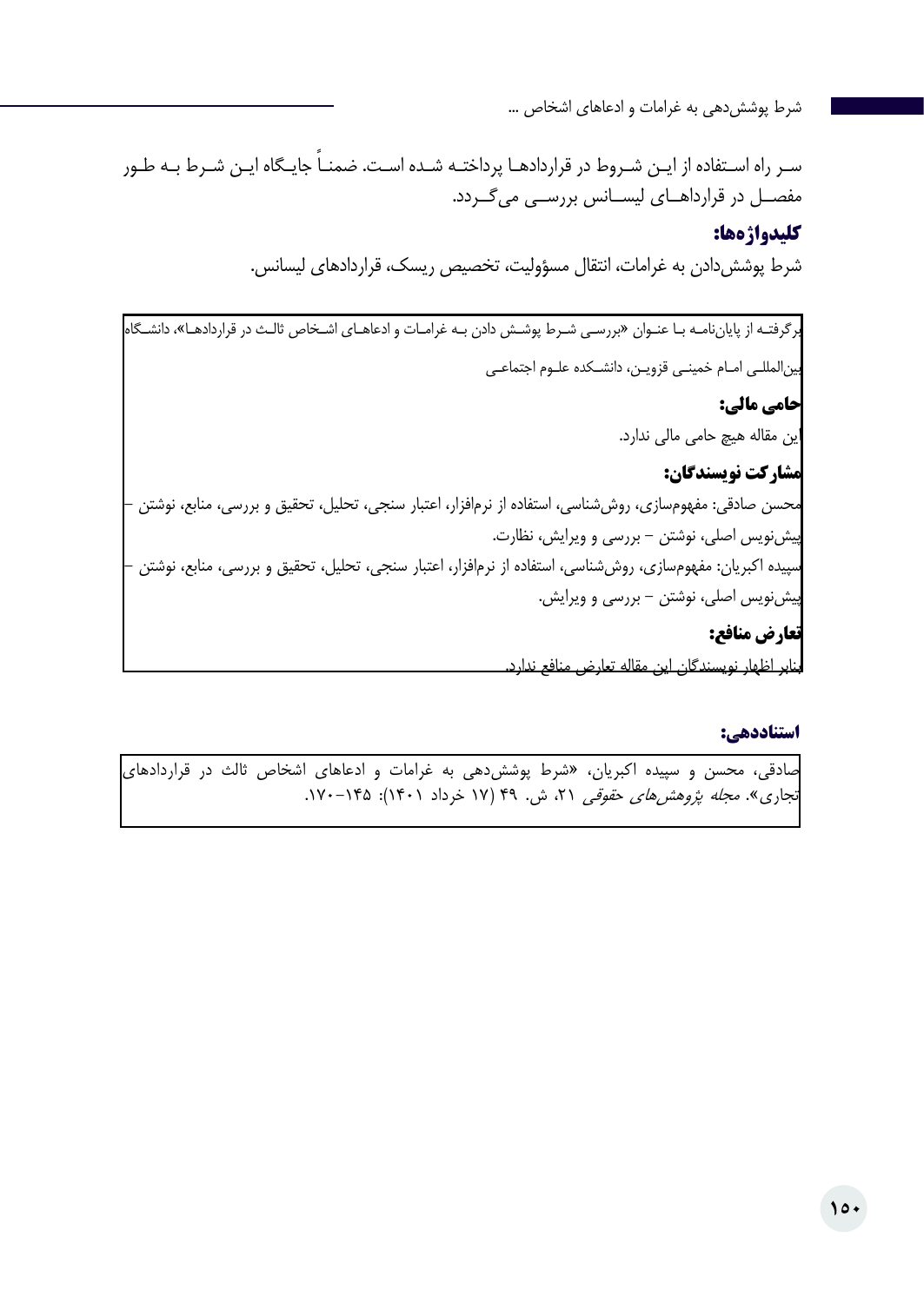سـر راه اسـتفاده از ایـن شـروط در قراردادهـا پرداختـه شـده اسـت. ضمنـاً جایـگاه ایـن شـرط بـه طـور مفصـل در قرارداهـای لیسـانس بررسـی می‌گـردد.

**کلیدواژه‌ها:**

شرط پوشش‌دادن به غرامات، انتقال مسؤولیت، تخصیص ریسک، قراردادهای لیسانس.

برگرفتـه از پایان‌نامـه بـا عنـوان «بررسـی شـرط پوشـش دادن بـه غرامـات و ادعاهـای اشـخاص ثالـث در قراردادهـا»، دانشـگاه بین‌المللـی امـام خمینـی قزویـن، دانشـکده علـوم اجتماعـی

**حامی مالی:**

این مقاله هیچ حامی مالی ندارد.

**مشارکت نویسندگان:**

محسن صادقی: مفهوم‌سازی، روش‌شناسی، استفاده از نرم‌افزار، اعتبار سنجی، تحلیل، تحقیق و بررسی، منابع، نوشتن – پیش‌نویس اصلی، نوشتن – بررسی و ویرایش، نظارت.

سپیده اکبریان: مفهوم‌سازی، روش‌شناسی، استفاده از نرم‌افزار، اعتبار سنجی، تحلیل، تحقیق و بررسی، منابع، نوشتن – پیش‌نویس اصلی، نوشتن – بررسی و ویرایش.

**تعارض منافع:**

بنابر اظهار نویسندگان این مقاله تعارض منافع ندارد.

**استناددهی:**

صادقی، محسن و سپیده اکبریان، «شرط پوشش‌دهی به غرامات و ادعاهای اشخاص ثالث در قراردادهای تجاری». *مجله پژوهش‌های حقوقی* ۲۱، ش. ۴۹ (۱۷ خرداد ۱۴۰۱): ۱۴۵–۱۷۰.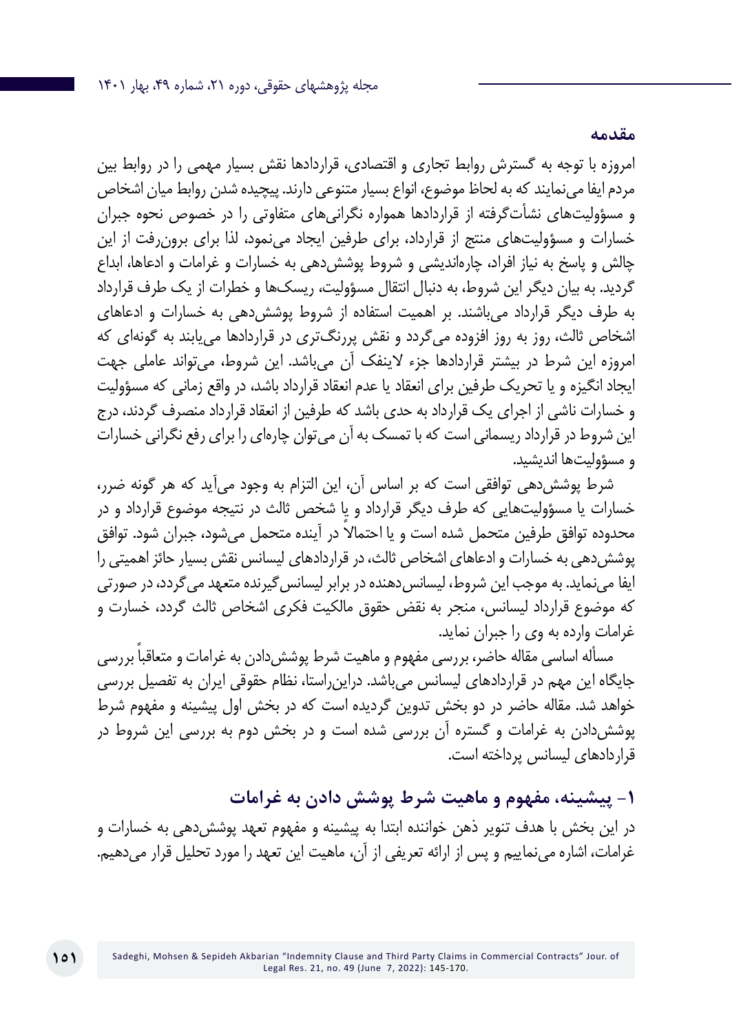## مقدمه

امروزه با توجه به گسترش روابط تجاری و اقتصادی، قراردادها نقش بسیار مهمی را در روابط بین مردم ایفا می‌نمایند که به لحاظ موضوع، انواع بسیار متنوعی دارند. پیچیده شدن روابط میان اشخاص و مسؤولیت‌های نشأت‌گرفته از قراردادها همواره نگرانی‌های متفاوتی را در خصوص نحوه جبران خسارات و مسؤولیت‌های منتج از قرارداد، برای طرفین ایجاد می‌نمود، لذا برای برون‌رفت از این چالش و پاسخ به نیاز افراد، چاره‌اندیشی و شروط پوشش‌دهی به خسارات و غرامات و ادعاها، ابداع گردید. به بیان دیگر این شروط، به دنبال انتقال مسؤولیت، ریسک‌ها و خطرات از یک طرف قرارداد به طرف دیگر قرارداد می‌باشند. بر اهمیت استفاده از شروط پوشش‌دهی به خسارات و ادعاهای اشخاص ثالث، روز به روز افزوده می‌گردد و نقش پررنگ‌تری در قراردادها می‌یابند به گونه‌ای که امروزه این شرط در بیشتر قراردادها جزء لاینفک آن می‌باشد. این شروط، می‌تواند عاملی جهت ایجاد انگیزه و یا تحریک طرفین برای انعقاد یا عدم انعقاد قرارداد باشد، در واقع زمانی که مسؤولیت و خسارات ناشی از اجرای یک قرارداد به حدی باشد که طرفین از انعقاد قرارداد منصرف گردند، درج این شروط در قرارداد ریسمانی است که با تمسک به آن می‌توان چاره‌ای را برای رفع نگرانی خسارات و مسؤولیت‌ها اندیشید.

شرط پوشش‌دهی توافقی است که بر اساس آن، این التزام به وجود می‌آید که هر گونه ضرر، خسارات یا مسؤولیت‌هایی که طرف دیگر قرارداد و یا شخص ثالث در نتیجه موضوع قرارداد و در محدوده توافق طرفین متحمل شده است و یا احتمالاً در آینده متحمل می‌شود، جبران شود. توافق پوشش‌دهی به خسارات و ادعاهای اشخاص ثالث، در قراردادهای لیسانس نقش بسیار حائز اهمیتی را ایفا می‌نماید. به موجب این شروط، لیسانس‌دهنده در برابر لیسانس‌گیرنده متعهد می‌گردد، در صورتی که موضوع قرارداد لیسانس، منجر به نقض حقوق مالکیت فکری اشخاص ثالث گردد، خسارت و غرامات وارده به وی را جبران نماید.

مسأله اساسی مقاله حاضر، بررسی مفهوم و ماهیت شرط پوشش‌دادن به غرامات و متعاقباً بررسی جایگاه این مهم در قراردادهای لیسانس می‌باشد. دراین‌راستا، نظام حقوقی ایران به تفصیل بررسی خواهد شد. مقاله حاضر در دو بخش تدوین گردیده است که در بخش اول پیشینه و مفهوم شرط پوشش‌دادن به غرامات و گستره آن بررسی شده است و در بخش دوم به بررسی این شروط در قراردادهای لیسانس پرداخته است.

## ۱- پیشینه، مفهوم و ماهیت شرط پوشش دادن به غرامات

در این بخش با هدف تنویر ذهن خواننده ابتدا به پیشینه و مفهوم تعهد پوشش‌دهی به خسارات و غرامات، اشاره می‌نماییم و پس از ارائه تعریفی از آن، ماهیت این تعهد را مورد تحلیل قرار می‌دهیم.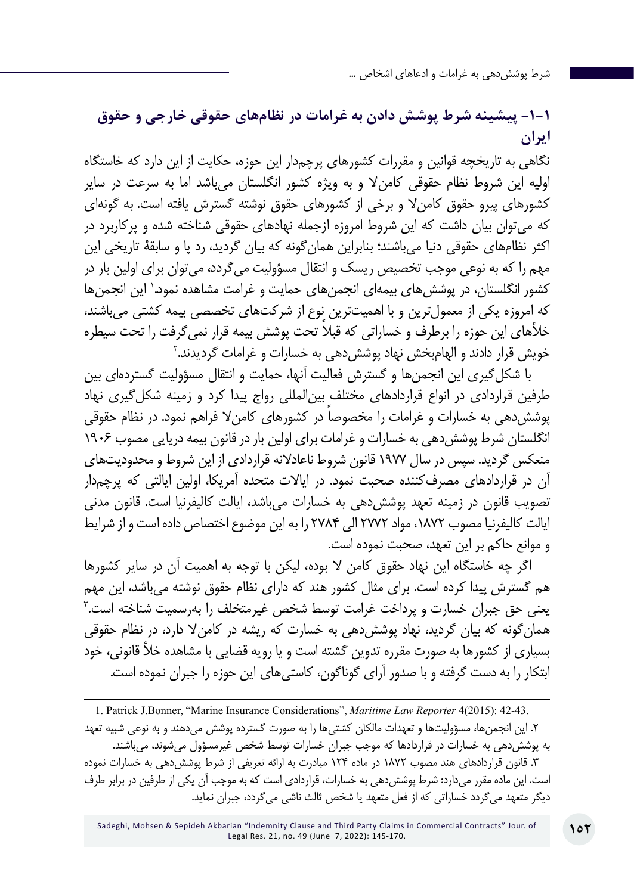## ۱-۱- پیشینه شرط پوشش دادن به غرامات در نظام‌های حقوقی خارجی و حقوق ایران

نگاهی به تاریخچه قوانین و مقررات کشورهای پرچم‌دار این حوزه، حکایت از این دارد که خاستگاه اولیه این شروط نظام حقوقی کامن‌لا و به ویژه کشور انگلستان می‌باشد اما به سرعت در سایر کشورهای پیرو حقوق کامن‌لا و برخی از کشورهای حقوق نوشته گسترش یافته است. به گونه‌ای که می‌توان بیان داشت که این شروط امروزه ازجمله نهادهای حقوقی شناخته شده و پرکاربرد در اکثر نظام‌های حقوقی دنیا می‌باشند؛ بنابراین همان‌گونه که بیان گردید، رد پا و سابقهٔ تاریخی این مهم را که به نوعی موجب تخصیص ریسک و انتقال مسؤولیت می‌گردد، می‌توان برای اولین بار در کشور انگلستان، در پوشش‌های بیمه‌ای انجمن‌های حمایت و غرامت مشاهده نمود.[1] این انجمن‌ها که امروزه یکی از معمول‌ترین و با اهمیت‌ترین نوعِ از شرکت‌های تخصصی بیمه کشتی می‌باشند، خلأهای این حوزه را برطرف و خساراتی که قبلاً تحت پوشش بیمه قرار نمی‌گرفت را تحت سیطره خویش قرار دادند و الهام‌بخش نهاد پوشش‌دهی به خسارات و غرامات گردیدند.[2]

با شکل‌گیری این انجمن‌ها و گسترش فعالیت آنها، حمایت و انتقال مسؤولیت گسترده‌ای بین طرفین قراردادی در انواع قراردادهای مختلفِ بین‌المللی رواج پیدا کرد و زمینه شکل‌گیری نهاد پوشش‌دهی به خسارات و غرامات را مخصوصاً در کشورهای کامن‌لا فراهم نمود. در نظام حقوقی انگلستان شرط پوشش‌دهی به خسارات و غرامات برای اولین بار در قانون بیمه دریایی مصوب ۱۹۰۶ منعکس گردید. سپس در سال ۱۹۷۷ قانون شروط ناعادلانه قراردادی از این شروط و محدودیت‌های آن در قراردادهای مصرف‌کننده صحبت نمود. در ایالات متحده آمریکا، اولین ایالتی که پرچم‌دار تصویب قانون در زمینه تعهد پوشش‌دهی به خسارات می‌باشد، ایالت کالیفرنیا است. قانون مدنی ایالت کالیفرنیا مصوب ۱۸۷۲، مواد ۲۷۷۲ الی ۲۷۸۴ را به این موضوع اختصاص داده است و از شرایط و موانع حاکم بر این تعهد، صحبت نموده است.

اگر چه خاستگاه این نهاد حقوق کامن لا بوده، لیکن با توجه به اهمیت آن در سایر کشورها هم گسترش پیدا کرده است. برای مثال کشور هند که دارای نظام حقوق نوشته می‌باشد، این مهم یعنی حق جبران خسارت و پرداخت غرامت توسط شخص غیرمتخلف را به‌رسمیت شناخته است.[3] همان‌گونه که بیان گردید، نهاد پوشش‌دهی به خسارت که ریشه در کامن‌لا دارد، در نظام حقوقی بسیاری از کشورها به صورت مقرره تدوین گشته است و یا رویه قضایی با مشاهده خلأ قانونی، خود ابتکار را به دست گرفته و با صدور آرای گوناگون، کاستی‌های این حوزه را جبران نموده است.

---

1. Patrick J.Bonner, "Marine Insurance Considerations", *Maritime Law Reporter* 4(2015): 42-43.

۲. این انجمن‌ها، مسؤولیت‌ها و تعهدات مالکان کشتی‌ها را به صورت گسترده پوشش می‌دهند و به نوعی شبیه تعهد به پوشش‌دهی به خسارات در قراردادها که موجب جبران خسارات توسط شخص غیرمسؤول می‌شوند، می‌باشند.

۳. قانون قراردادهای هند مصوب ۱۸۷۲ در ماده ۱۲۴ مبادرت به ارائه تعریفی از شرط پوشش‌دهی به خسارات نموده است. این ماده مقرر می‌دارد: شرط پوشش‌دهی به خسارات، قراردادی است که به موجب آن یکی از طرفین در برابر طرف دیگر متعهد می‌گردد خساراتی که از فعل متعهد یا شخص ثالث ناشی می‌گردد، جبران نماید.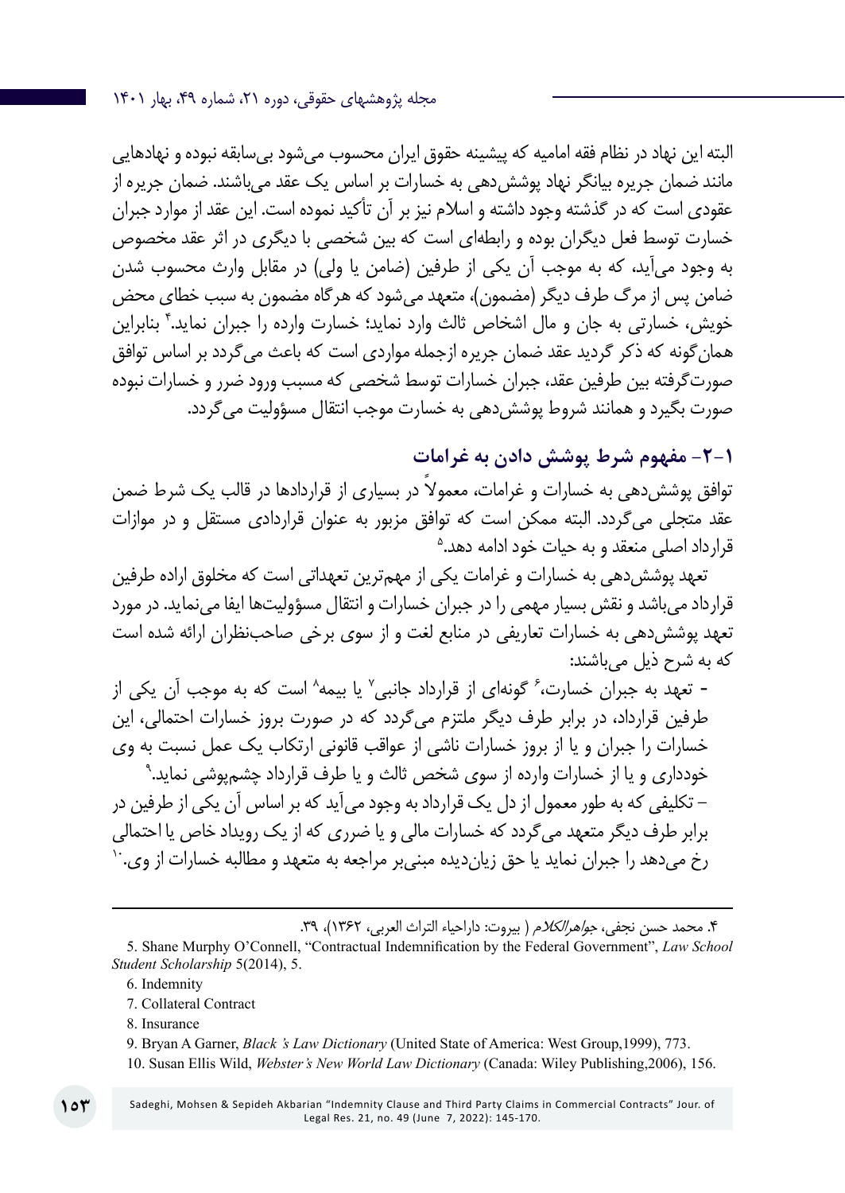البته این نهاد در نظام فقه امامیه که پیشینه حقوق ایران محسوب می‌شود بی‌سابقه نبوده و نهادهایی مانند ضمان جریره بیانگر نهاد پوشش‌دهی به خسارات بر اساس یک عقد می‌باشند. ضمان جریره از عقودی است که در گذشته وجود داشته و اسلام نیز بر آن تأکید نموده است. این عقد از موارد جبران خسارت توسط فعل دیگران بوده و رابطه‌ای است که بین شخصی با دیگری در اثر عقد مخصوص به وجود می‌آید، که به موجب آن یکی از طرفین (ضامن یا ولی) در مقابل وارث محسوب شدن ضامن پس از مرگ طرف دیگر (مضمون)، متعهد می‌شود که هرگاه مضمون به سبب خطای محض خویش، خسارتی به جان و مال اشخاص ثالث وارد نماید؛ خسارت وارده را جبران نماید.[4] بنابراین همان‌گونه که ذکر گردید عقد ضمان جریره ازجمله مواردی است که باعث می‌گردد بر اساس توافق صورت‌گرفته بین طرفین عقد، جبران خسارات توسط شخصی که مسبب ورود ضرر و خسارات نبوده صورت بگیرد و همانند شروط پوشش‌دهی به خسارت موجب انتقال مسؤولیت می‌گردد.

## ۱-۲- مفهوم شرط پوشش دادن به غرامات

توافق پوشش‌دهی به خسارات و غرامات، معمولاً در بسیاری از قراردادها در قالب یک شرط ضمن عقد متجلی می‌گردد. البته ممکن است که توافق مزبور به عنوان قراردادی مستقل و در موازات قرارداد اصلی منعقد و به حیات خود ادامه دهد.[5]

تعهد پوشش‌دهی به خسارات و غرامات یکی از مهم‌ترین تعهداتی است که مخلوق اراده طرفین قرارداد می‌باشد و نقش بسیار مهمی را در جبران خسارات و انتقال مسؤولیت‌ها ایفا می‌نماید. در مورد تعهد پوشش‌دهی به خسارات تعاریفی در منابع لغت و از سوی برخی صاحب‌نظران ارائه شده است که به شرح ذیل می‌باشند:

- تعهد به جبران خسارت،[6] گونه‌ای از قرارداد جانبی[7] یا بیمه[8] است که به موجب آن یکی از طرفین قرارداد، در برابر طرف دیگر ملتزم می‌گردد که در صورت بروز خسارات احتمالی، این خسارات را جبران و یا از بروز خسارات ناشی از عواقب قانونی ارتکاب یک عمل نسبت به وی خودداری و یا از خسارات وارده از سوی شخص ثالث و یا طرف قرارداد چشم‌پوشی نماید.[9]

– تکلیفی که به طور معمول از دل یک قرارداد به وجود می‌آید که بر اساس آن یکی از طرفین در برابر طرف دیگر متعهد می‌گردد که خسارات مالی و یا ضرری که از یک رویداد خاص یا احتمالی رخ می‌دهد را جبران نماید یا حق زیان‌دیده مبنی‌بر مراجعه به متعهد و مطالبه خسارات از وی.[10]

---

۴. محمد حسن نجفی، *جواهرالکلام* ( بیروت: داراحیاء التراث العربی، ۱۳۶۲)، ۳۹.

5. Shane Murphy O'Connell, "Contractual Indemnification by the Federal Government", *Law School Student Scholarship* 5(2014), 5.

6. Indemnity

7. Collateral Contract

8. Insurance

9. Bryan A Garner, *Black 's Law Dictionary* (United State of America: West Group,1999), 773.

10. Susan Ellis Wild, *Webster's New World Law Dictionary* (Canada: Wiley Publishing,2006), 156.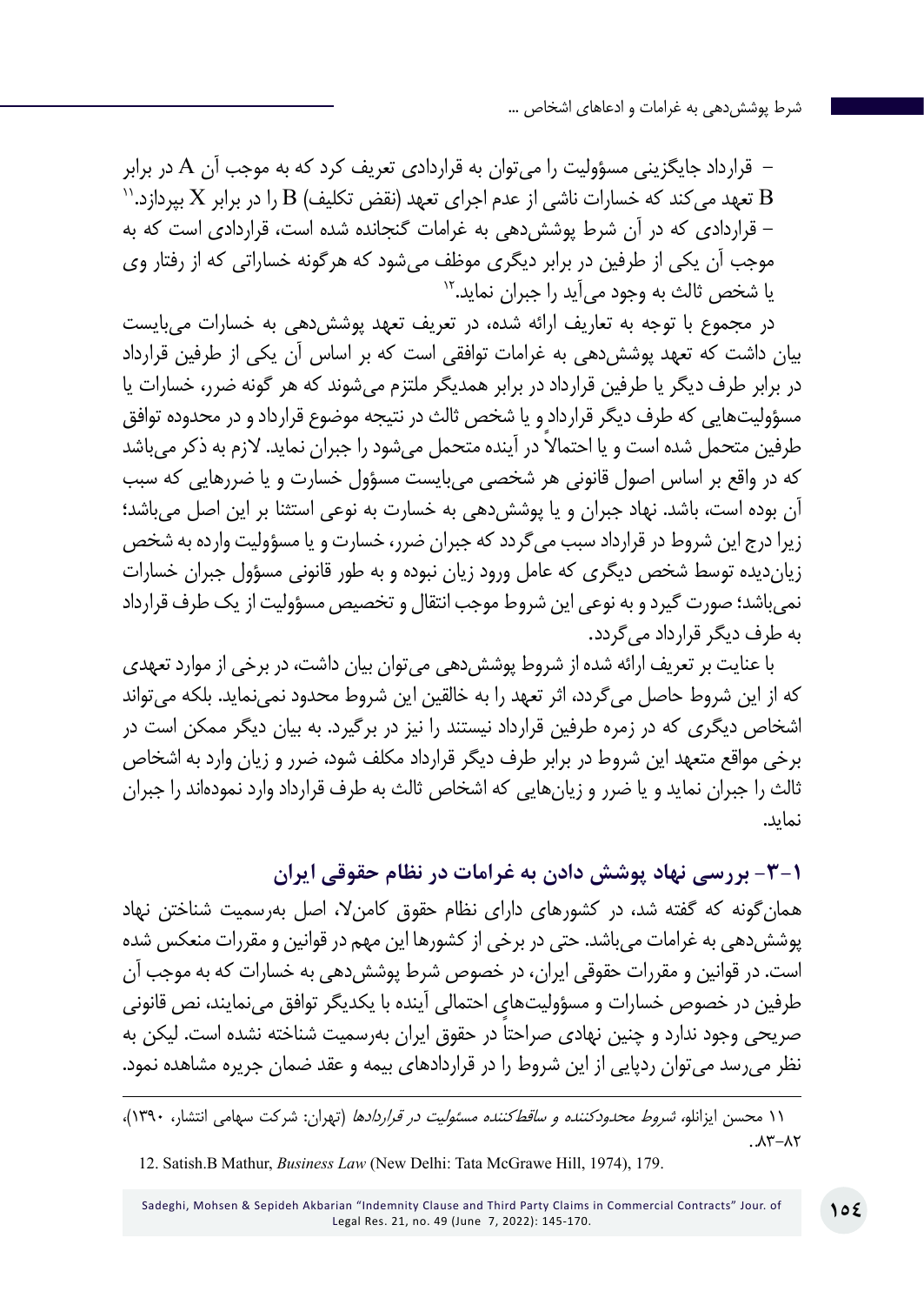– قرارداد جایگزینی مسؤولیت را می‌توان به قراردادی تعریف کرد که به موجب آن A در برابر B تعهد می‌کند که خسارات ناشی از عدم اجرای تعهد (نقض تکلیف) B را در برابر X بپردازد.[۱۱]

– قراردادی که در آن شرط پوشش‌دهی به غرامات گنجانده شده است، قراردادی است که به موجب آن یکی از طرفین در برابر دیگری موظف می‌شود که هرگونه خساراتی که از رفتار وی یا شخص ثالث به وجود می‌آید را جبران نماید.[۱۲]

در مجموع با توجه به تعاریف ارائه شده، در تعریف تعهد پوشش‌دهی به خسارات می‌بایست بیان داشت که تعهد پوشش‌دهی به غرامات توافقی است که بر اساس آن یکی از طرفین قرارداد در برابر طرف دیگر یا طرفین قرارداد در برابر همدیگر ملتزم می‌شوند که هر گونه ضرر، خسارات یا مسؤولیت‌هایی که طرف دیگر قرارداد و یا شخص ثالث در نتیجه موضوع قرارداد و در محدوده توافق طرفین متحمل شده است و یا احتمالاً در آینده متحمل می‌شود را جبران نماید. لازم به ذکر می‌باشد که در واقع بر اساس اصول قانونی هر شخصی می‌بایست مسؤول خسارت و یا ضررهایی که سبب آن بوده است، باشد. نهاد جبران و یا پوشش‌دهی به خسارت به نوعی استثنا بر این اصل می‌باشد؛ زیرا درج این شروط در قرارداد سبب می‌گردد که جبران ضرر، خسارت و یا مسؤولیت وارده به شخص زیان‌دیده توسط شخص دیگری که عامل ورود زیان نبوده و به طور قانونی مسؤول جبران خسارات نمی‌باشد؛ صورت گیرد و به نوعی این شروط موجب انتقال و تخصیص مسؤولیت از یک طرف قرارداد به طرف دیگر قرارداد می‌گردد.

با عنایت بر تعریف ارائه شده از شروط پوشش‌دهی می‌توان بیان داشت، در برخی از موارد تعهدی که از این شروط حاصل می‌گردد، اثر تعهد را به خالقین این شروط محدود نمی‌نماید. بلکه می‌تواند اشخاص دیگری که در زمره طرفین قرارداد نیستند را نیز در برگیرد. به بیان دیگر ممکن است در برخی مواقع متعهد این شروط در برابر طرف دیگر قرارداد مکلف شود، ضرر و زیان وارد به اشخاص ثالث را جبران نماید و یا ضرر و زیان‌هایی که اشخاص ثالث به طرف قرارداد وارد نموده‌اند را جبران نماید.

## ۱-۳- بررسی نهاد پوشش دادن به غرامات در نظام حقوقی ایران

همان‌گونه که گفته شد، در کشورهای دارای نظام حقوق کامن‌لا، اصل به‌رسمیت شناختن نهاد پوشش‌دهی به غرامات می‌باشد. حتی در برخی از کشورها این مهم در قوانین و مقررات منعکس شده است. در قوانین و مقررات حقوقی ایران، در خصوص شرط پوشش‌دهی به خسارات که به موجب آن طرفین در خصوص خسارات و مسؤولیت‌های احتمالی آینده با یکدیگر توافق می‌نمایند، نص قانونی صریحی وجود ندارد و چنین نهادی صراحتاً در حقوق ایران به‌رسمیت شناخته نشده است. لیکن به نظر می‌رسد می‌توان ردپایی از این شروط را در قراردادهای بیمه و عقد ضمان جریره مشاهده نمود.

---

۱۱ محسن ایزانلو، *شروط محدودکننده و ساقط‌کننده مسئولیت در قراردادها* (تهران: شرکت سهامی انتشار، ۱۳۹۰)، ۸۲-۸۳.

12. Satish.B Mathur, *Business Law* (New Delhi: Tata McGrawe Hill, 1974), 179.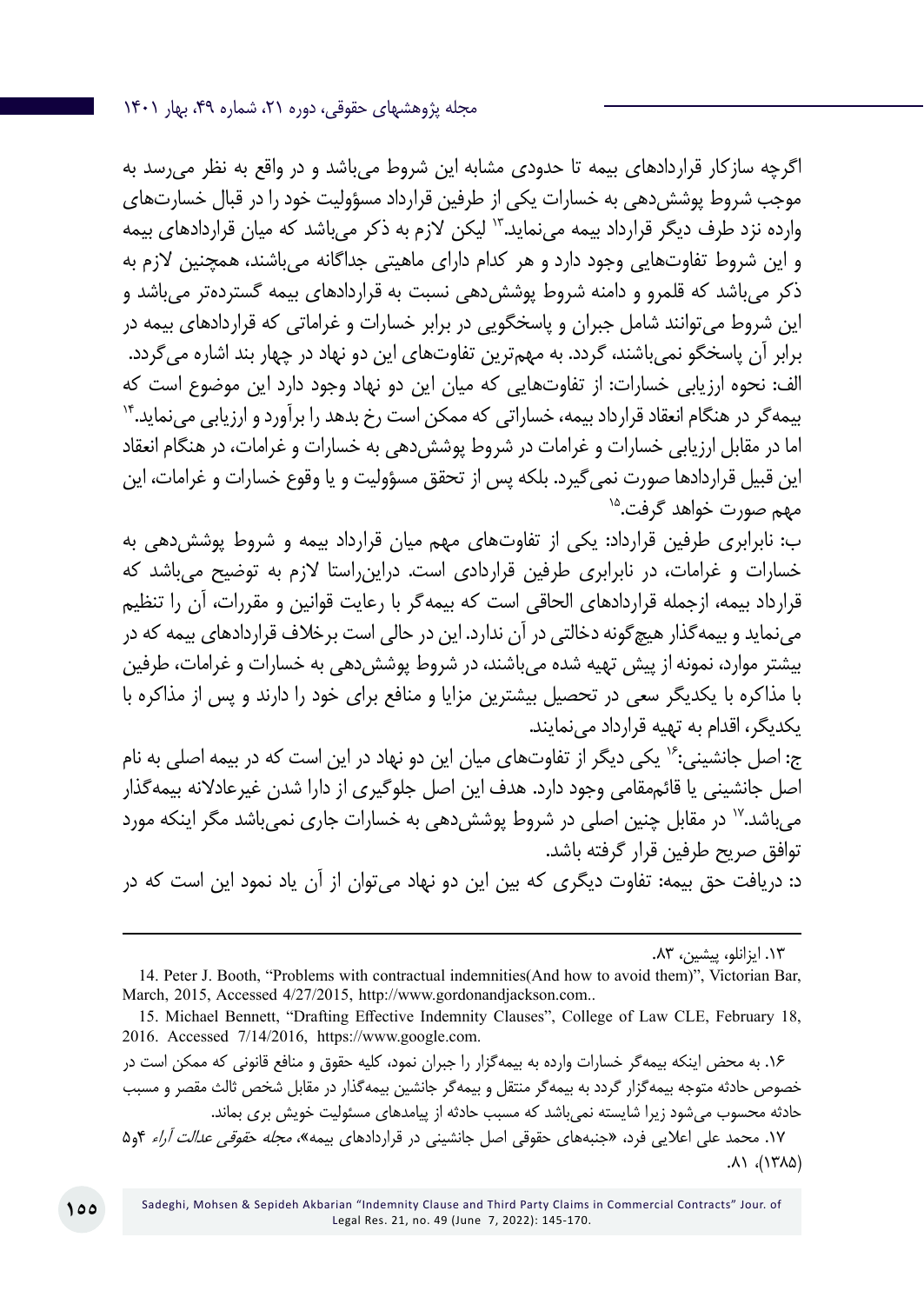اگرچه سازکار قراردادهای بیمه تا حدودی مشابه این شروط می‌باشد و در واقع به نظر می‌رسد به موجب شروط پوشش‌دهی به خسارات یکی از طرفین قرارداد مسؤولیت خود را در قبال خسارت‌های وارده نزد طرف دیگر قرارداد بیمه می‌نماید.[۱۳] لیکن لازم به ذکر می‌باشد که میان قراردادهای بیمه و این شروط تفاوت‌هایی وجود دارد و هر کدام دارای ماهیتی جداگانه می‌باشند، همچنین لازم به ذکر می‌باشد که قلمرو و دامنه شروط پوشش‌دهی نسبت به قراردادهای بیمه گسترده‌تر می‌باشد و این شروط می‌توانند شامل جبران و پاسخگویی در برابر خسارات و غراماتی که قراردادهای بیمه در برابر آن پاسخگو نمی‌باشند، گردد. به مهم‌ترین تفاوت‌های این دو نهاد در چهار بند اشاره می‌گردد.

الف: نحوه ارزیابی خسارات: از تفاوت‌هایی که میان این دو نهاد وجود دارد این موضوع است که بیمه‌گر در هنگام انعقاد قرارداد بیمه، خساراتی که ممکن است رخ بدهد را برآورد و ارزیابی می‌نماید.[۱۴] اما در مقابل ارزیابی خسارات و غرامات در شروط پوشش‌دهی به خسارات و غرامات، در هنگام انعقاد این قبیل قراردادها صورت نمی‌گیرد. بلکه پس از تحقق مسؤولیت و یا وقوع خسارات و غرامات، این مهم صورت خواهد گرفت.[۱۵]

ب: نابرابری طرفین قرارداد: یکی از تفاوت‌های مهم میان قرارداد بیمه و شروط پوشش‌دهی به خسارات و غرامات، در نابرابری طرفین قراردادی است. دراین‌راستا لازم به توضیح می‌باشد که قرارداد بیمه، ازجمله قراردادهای الحاقی است که بیمه‌گر با رعایت قوانین و مقررات، آن را تنظیم می‌نماید و بیمه‌گذار هیچ‌گونه دخالتی در آن ندارد. این در حالی است برخلاف قراردادهای بیمه که در بیشتر موارد، نمونه از پیش تهیه شده می‌باشند، در شروط پوشش‌دهی به خسارات و غرامات، طرفین با مذاکره با یکدیگر سعی در تحصیل بیشترین مزایا و منافع برای خود را دارند و پس از مذاکره با یکدیگر، اقدام به تهیه قرارداد می‌نمایند.

ج: اصل جانشینی:[۱۶] یکی دیگر از تفاوت‌های میان این دو نهاد در این است که در بیمه اصلی به نام اصل جانشینی یا قائم‌مقامی وجود دارد. هدف این اصل جلوگیری از دارا شدن غیرعادلانه بیمه‌گذار می‌باشد.[۱۷] در مقابل چنین اصلی در شروط پوشش‌دهی به خسارات جاری نمی‌باشد مگر اینکه مورد توافق صریح طرفین قرار گرفته باشد.

د: دریافت حق بیمه: تفاوت دیگری که بین این دو نهاد می‌توان از آن یاد نمود این است که در

---

۱۳. ایزانلو، پیشین، ۸۳.

14. Peter J. Booth, "Problems with contractual indemnities(And how to avoid them)", Victorian Bar, March, 2015, Accessed 4/27/2015, http://www.gordonandjackson.com..

15. Michael Bennett, "Drafting Effective Indemnity Clauses", College of Law CLE, February 18, 2016. Accessed 7/14/2016, https://www.google.com.

۱۶. به محض اینکه بیمه‌گر خسارات وارده به بیمه‌گزار را جبران نمود، کلیه حقوق و منافع قانونی که ممکن است در خصوص حادثه متوجه بیمه‌گزار گردد به بیمه‌گر منتقل و بیمه‌گر جانشین بیمه‌گذار در مقابل شخص ثالث مقصر و مسبب حادثه محسوب می‌شود زیرا شایسته نمی‌باشد که مسبب حادثه از پیامدهای مسئولیت خویش بری بماند.

۱۷. محمد علی اعلایی فرد، «جنبه‌های حقوقی اصل جانشینی در قراردادهای بیمه»، *مجله حقوقی عدالت آراء* ۴و۵ (۱۳۸۵)، ۸۱.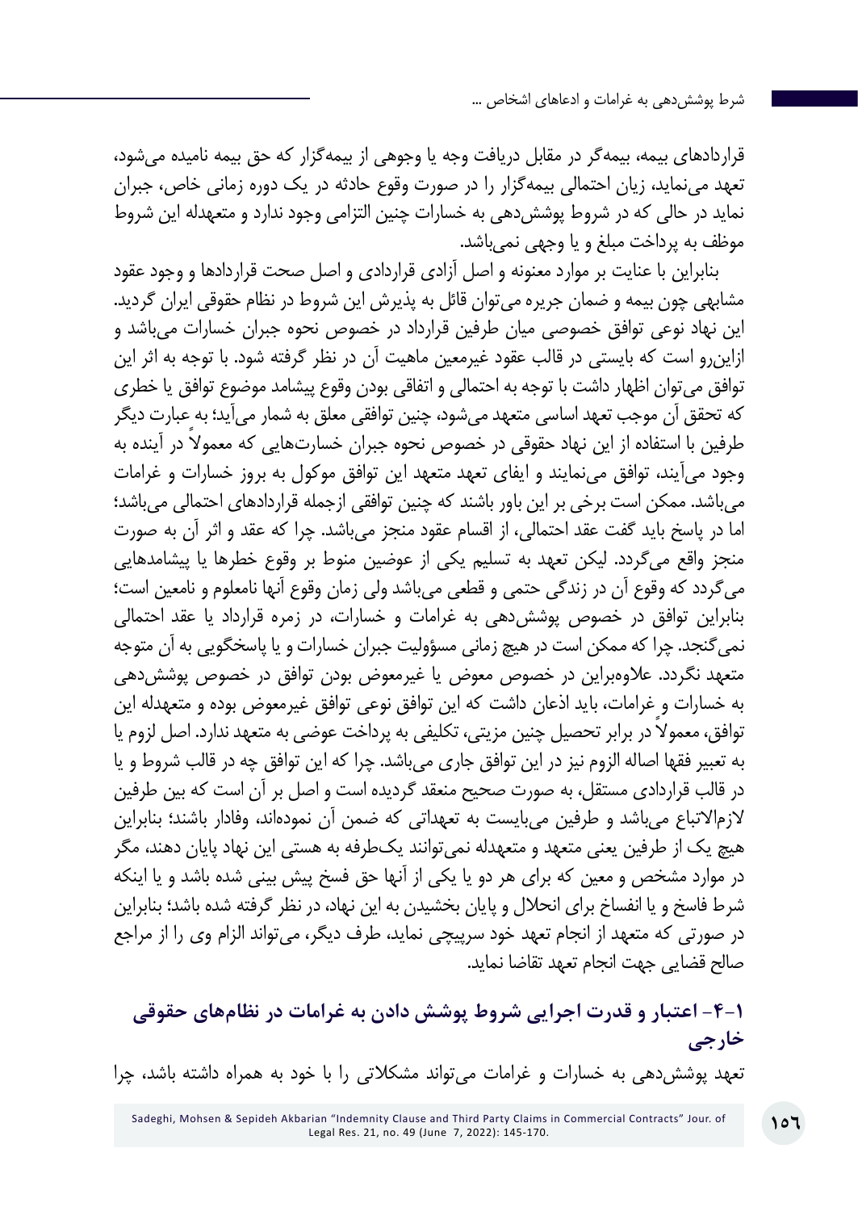قراردادهای بیمه، بیمه‌گر در مقابل دریافت وجه یا وجوهی از بیمه‌گزار که حق بیمه نامیده می‌شود، تعهد می‌نماید، زیان احتمالی بیمه‌گزار را در صورت وقوع حادثه در یک دوره زمانی خاص، جبران نماید در حالی که در شروط پوشش‌دهی به خسارات چنین التزامی وجود ندارد و متعهدله این شروط موظف به پرداخت مبلغ و یا وجهی نمی‌باشد.

بنابراین با عنایت بر موارد معنونه و اصل آزادی قراردادی و اصل صحت قراردادها و وجود عقود مشابهی چون بیمه و ضمان جریره می‌توان قائل به پذیرش این شروط در نظام حقوقی ایران گردید. این نهاد نوعی توافق خصوصی میان طرفین قرارداد در خصوص نحوه جبران خسارات می‌باشد و ازاین‌رو است که بایستی در قالب عقود غیرمعین ماهیت آن در نظر گرفته شود. با توجه به اثر این توافق می‌توان اظهار داشت با توجه به احتمالی و اتفاقی بودن وقوع پیشامد موضوع توافق یا خطری که تحقق آن موجب تعهد اساسی متعهد می‌شود، چنین توافقی معلق به شمار می‌آید؛ به عبارت دیگر طرفین با استفاده از این نهاد حقوقی در خصوص نحوه جبران خسارت‌هایی که معمولاً در آینده به وجود می‌آیند، توافق می‌نمایند و ایفای تعهد متعهد این توافق موکول به بروز خسارات و غرامات می‌باشد. ممکن است برخی بر این باور باشند که چنین توافقی ازجمله قراردادهای احتمالی می‌باشد؛ اما در پاسخ باید گفت عقد احتمالی، از اقسام عقود منجز می‌باشد. چرا که عقد و اثر آن به صورت منجز واقع می‌گردد. لیکن تعهد به تسلیم یکی از عوضین منوط بر وقوع خطرها یا پیشامدهایی می‌گردد که وقوع آن در زندگی حتمی و قطعی می‌باشد ولی زمان وقوع آنها نامعلوم و نامعین است؛ بنابراین توافق در خصوص پوشش‌دهی به غرامات و خسارات، در زمره قرارداد یا عقد احتمالی نمی‌گنجد. چرا که ممکن است در هیچ زمانی مسؤولیت جبران خسارات و یا پاسخگویی به آن متوجه متعهد نگردد. علاوه‌براین در خصوص معوض یا غیرمعوض بودن توافق در خصوص پوشش‌دهی به خسارات و غرامات، باید اذعان داشت که این توافق نوعی توافق غیرمعوض بوده و متعهدله این توافق، معمولاً در برابر تحصیل چنین مزیتی، تکلیفی به پرداخت عوضی به متعهد ندارد. اصل لزوم یا به تعبیر فقها اصاله الزوم نیز در این توافق جاری می‌باشد. چرا که این توافق چه در قالب شروط و یا در قالب قراردادی مستقل، به صورت صحیح منعقد گردیده است و اصل بر آن است که بین طرفین لازم‌الاتباع می‌باشد و طرفین می‌بایست به تعهداتی که ضمن آن نموده‌اند، وفادار باشند؛ بنابراین هیچ یک از طرفین یعنی متعهد و متعهدله نمی‌توانند یک‌طرفه به هستی این نهاد پایان دهند، مگر در موارد مشخص و معین که برای هر دو یا یکی از آنها حق فسخ پیش بینی شده باشد و یا اینکه شرط فاسخ و یا انفساخ برای انحلال و پایان بخشیدن به این نهاد، در نظر گرفته شده باشد؛ بنابراین در صورتی که متعهد از انجام تعهد خود سرپیچی نماید، طرف دیگر، می‌تواند الزام وی را از مراجع صالح قضایی جهت انجام تعهد تقاضا نماید.

## ۱-۴- اعتبار و قدرت اجرایی شروط پوشش دادن به غرامات در نظام‌های حقوقی خارجی

تعهد پوشش‌دهی به خسارات و غرامات می‌تواند مشکلاتی را با خود به همراه داشته باشد، چرا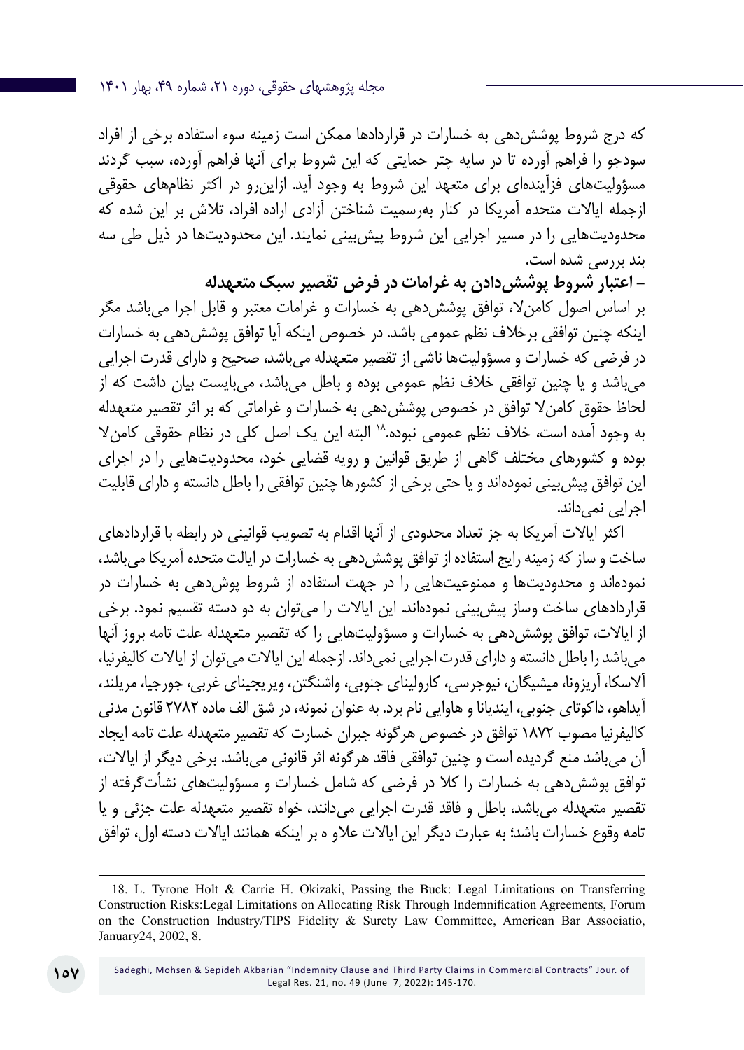که درج شروط پوشش‌دهی به خسارات در قراردادها ممکن است زمینه سوء استفاده برخی از افراد سودجو را فراهم آورده تا در سایه چتر حمایتی که این شروط برای آنها فراهم آورده، سبب گردند مسؤولیت‌های فزآینده‌ای برای متعهد این شروط به وجود آید. ازاین‌رو در اکثر نظام‌های حقوقی ازجمله ایالات متحده آمریکا در کنار به‌رسمیت شناختن آزادی اراده افراد، تلاش بر این شده که محدودیت‌هایی را در مسیر اجرایی این شروط پیش‌بینی نمایند. این محدودیت‌ها در ذیل طی سه بند بررسی شده است.

**- اعتبار شروط پوشش‌دادن به غرامات در فرض تقصیر سبک متعهدله**

بر اساس اصول کامن‌لا، توافق پوشش‌دهی به خسارات و غرامات معتبر و قابل اجرا می‌باشد مگر اینکه چنین توافقی برخلاف نظم عمومی باشد. در خصوص اینکه آیا توافق پوشش‌دهی به خسارات در فرضی که خسارات و مسؤولیت‌ها ناشی از تقصیر متعهدله می‌باشد، صحیح و دارای قدرت اجرایی می‌باشد و یا چنین توافقی خلاف نظم عمومی بوده و باطل می‌باشد، می‌بایست بیان داشت که از لحاظ حقوق کامن‌لا توافق در خصوص پوشش‌دهی به خسارات و غراماتی که بر اثر تقصیر متعهدله به وجود آمده است، خلاف نظم عمومی نبوده.[18] البته این یک اصل کلی در نظام حقوقی کامن‌لا بوده و کشورهای مختلف گاهی از طریق قوانین و رویه قضایی خود، محدودیت‌هایی را در اجرای این توافق پیش‌بینی نموده‌اند و یا حتی برخی از کشورها چنین توافقی را باطل دانسته و دارای قابلیت اجرایی نمی‌داند.

اکثر ایالات آمریکا به جز تعداد محدودی از آنها اقدام به تصویب قوانینی در رابطه با قراردادهای ساخت و ساز که زمینه رایج استفاده از توافق پوشش‌دهی به خسارات در ایالت متحده آمریکا می‌باشد، نموده‌اند و محدودیت‌ها و ممنوعیت‌هایی را در جهت استفاده از شروط پوش‌دهی به خسارات در قراردادهای ساخت وساز پیش‌بینی نموده‌اند. این ایالات را می‌توان به دو دسته تقسیم نمود. برخی از ایالات، توافق پوشش‌دهی به خسارات و مسؤولیت‌هایی را که تقصیر متعهدله علت تامه بروز آنها می‌باشد را باطل دانسته و دارای قدرت اجرایی نمی‌داند. ازجمله این ایالات می‌توان از ایالات کالیفرنیا، آلاسکا، آریزونا، میشیگان، نیوجرسی، کارولینای جنوبی، واشنگتن، ویریجینای غربی، جورجیا، مریلند، آیداهو، داکوتای جنوبی، ایندیانا و هاوایی نام برد. به عنوان نمونه، در شق الف ماده ۲۷۸۲ قانون مدنی کالیفرنیا مصوب ۱۸۷۲ توافق در خصوص هرگونه جبران خسارت که تقصیر متعهدله علت تامه ایجاد آن می‌باشد منع گردیده است و چنین توافقی فاقد هرگونه اثر قانونی می‌باشد. برخی دیگر از ایالات، توافق پوشش‌دهی به خسارات را کلا در فرضی که شامل خسارات و مسؤولیت‌های نشأت‌گرفته از تقصیر متعهدله می‌باشد، باطل و فاقد قدرت اجرایی می‌دانند، خواه تقصیر متعهدله علت جزئی و یا تامه وقوع خسارات باشد؛ به عبارت دیگر این ایالات علاو ه بر اینکه همانند ایالات دسته اول، توافق

---

18. L. Tyrone Holt & Carrie H. Okizaki, Passing the Buck: Legal Limitations on Transferring Construction Risks:Legal Limitations on Allocating Risk Through Indemnification Agreements, Forum on the Construction Industry/TIPS Fidelity & Surety Law Committee, American Bar Associatio, January24, 2002, 8.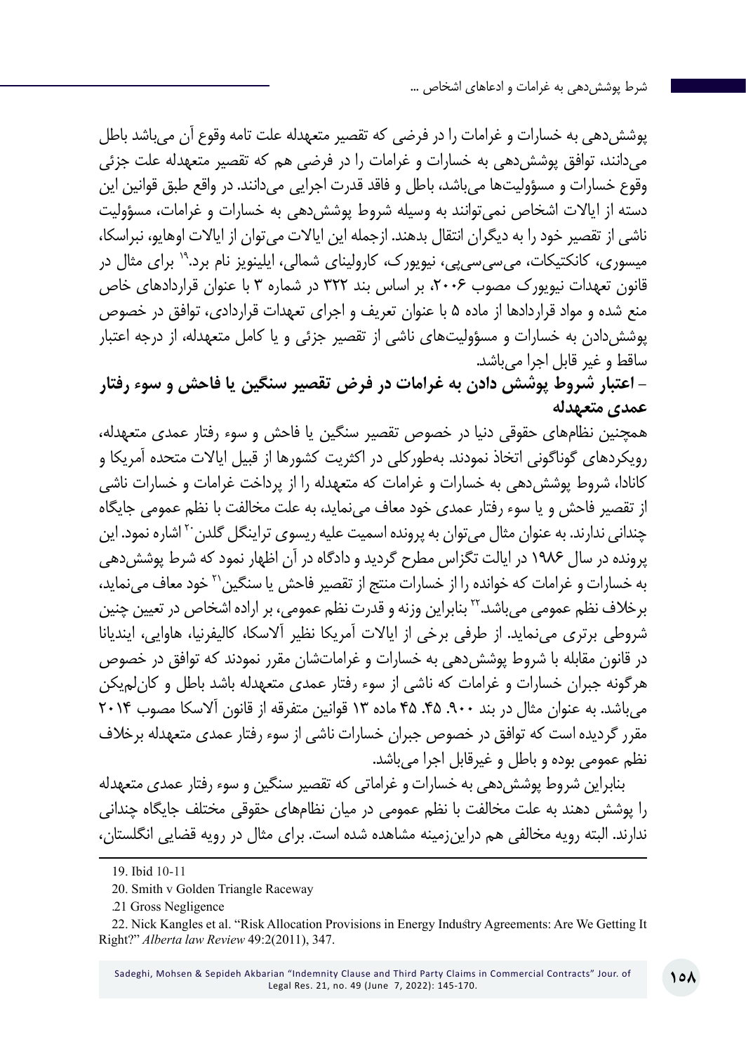پوشش‌دهی به خسارات و غرامات را در فرضی که تقصیر متعهدله علت تامه وقوع آن می‌باشد باطل می‌دانند، توافق پوشش‌دهی به خسارات و غرامات را در فرضی هم که تقصیر متعهدله علت جزئی وقوع خسارات و مسؤولیت‌ها می‌باشد، باطل و فاقد قدرت اجرایی می‌دانند. در واقع طبق قوانین این دسته از ایالات اشخاص نمی‌توانند به وسیله شروط پوشش‌دهی به خسارات و غرامات، مسؤولیت ناشی از تقصیر خود را به دیگران انتقال بدهند. ازجمله این ایالات می‌توان از ایالات اوهایو، نبراسکا، میسوری، کانکتیکات، می‌سی‌سی‌پی، نیویورک، کارولینای شمالی، ایلینویز نام برد.[19] برای مثال در قانون تعهدات نیویورک مصوب ۲۰۰۶، بر اساس بند ۳۲۲ در شماره ۳ با عنوان قراردادهای خاص منع شده و مواد قراردادها از ماده ۵ با عنوان تعریف و اجرای تعهدات قراردادی، توافق در خصوص پوشش‌دادن به خسارات و مسؤولیت‌های ناشی از تقصیر جزئی و یا کامل متعهدله، از درجه اعتبار ساقط و غیر قابل اجرا می‌باشد.

**- اعتبار شروط پوشش دادن به غرامات در فرض تقصیر سنگین یا فاحش و سوء رفتار عمدی متعهدله**

همچنین نظام‌های حقوقی دنیا در خصوص تقصیر سنگین یا فاحش و سوء رفتار عمدی متعهدله، رویکردهای گوناگونی اتخاذ نمودند. به‌طورکلی در اکثریت کشورها از قبیل ایالات متحده آمریکا و کانادا، شروط پوشش‌دهی به خسارات و غرامات که متعهدله را از پرداخت غرامات و خسارات ناشی از تقصیر فاحش و یا سوء رفتار عمدی خود معاف می‌نماید، به علت مخالفت با نظم عمومی جایگاه چندانی ندارند. به عنوان مثال می‌توان به پرونده اسمیت علیه ریسوی تراینگل گلدن[20] اشاره نمود. این پرونده در سال ۱۹۸۶ در ایالت تگزاس مطرح گردید و دادگاه در آن اظهار نمود که شرط پوشش‌دهی به خسارات و غرامات که خوانده را از خسارات منتج از تقصیر فاحش یا سنگین[21] خود معاف می‌نماید، برخلاف نظم عمومی می‌باشد.[22] بنابراین وزنه و قدرت نظم عمومی، بر اراده اشخاص در تعیین چنین شروطی برتری می‌نماید. از طرفی برخی از ایالات آمریکا نظیر آلاسکا، کالیفرنیا، هاوایی، ایندیانا در قانون مقابله با شروط پوشش‌دهی به خسارات و غرامات‌شان مقرر نمودند که توافق در خصوص هرگونه جبران خسارات و غرامات که ناشی از سوء رفتار عمدی متعهدله باشد باطل و کان‌لم‌یکن می‌باشد. به عنوان مثال در بند ۹۰۰. ۴۵. ۴۵ ماده ۱۳ قوانین متفرقه از قانون آلاسکا مصوب ۲۰۱۴ مقرر گردیده است که توافق در خصوص جبران خسارات ناشی از سوء رفتار عمدی متعهدله برخلاف نظم عمومی بوده و باطل و غیرقابل اجرا می‌باشد.

بنابراین شروط پوشش‌دهی به خسارات و غراماتی که تقصیر سنگین و سوء رفتار عمدی متعهدله را پوشش دهند به علت مخالفت با نظم عمومی در میان نظام‌های حقوقی مختلف جایگاه چندانی ندارند. البته رویه مخالفی هم دراین‌زمینه مشاهده شده است. برای مثال در رویه قضایی انگلستان،

---

19. Ibid 10-11

20. Smith v Golden Triangle Raceway

21. Gross Negligence

22. Nick Kangles et al. “Risk Allocation Provisions in Energy Industry Agreements: Are We Getting It Right?” *Alberta law Review* 49:2(2011), 347.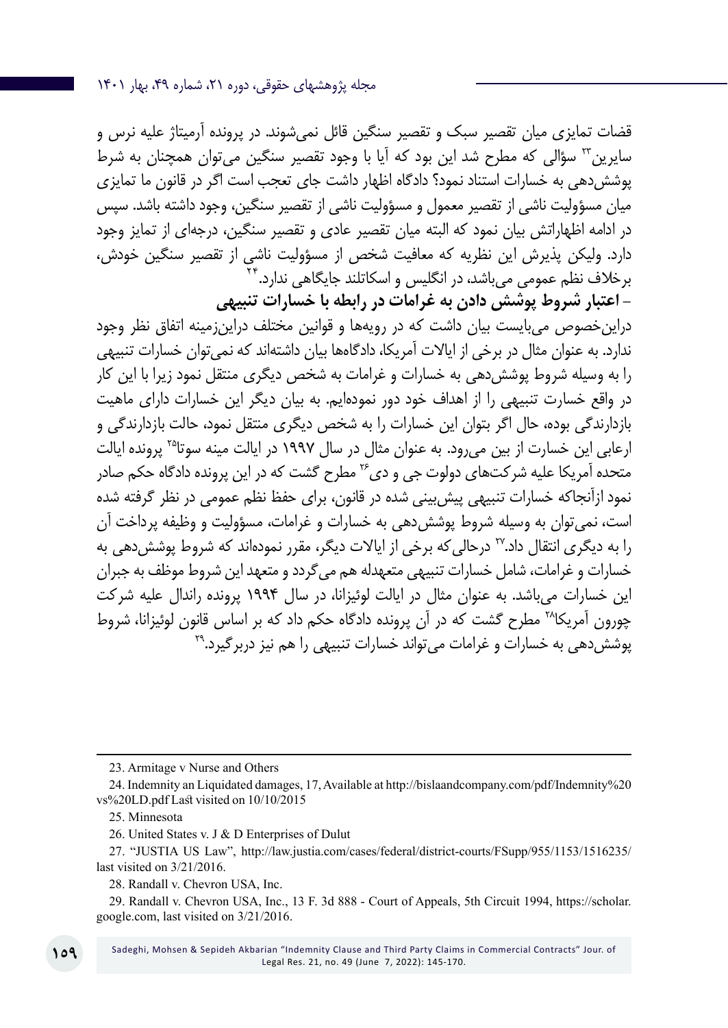قضات تمایزی میان تقصیر سبک و تقصیر سنگین قائل نمی‌شوند. در پرونده آرمیتاژ علیه نرس و سایرین[23] سؤالی که مطرح شد این بود که آیا با وجود تقصیر سنگین می‌توان همچنان به شرط پوشش‌دهی به خسارات استناد نمود؟ دادگاه اظهار داشت جای تعجب است اگر در قانون ما تمایزی میان مسؤولیت ناشی از تقصیر معمول و مسؤولیت ناشی از تقصیر سنگین، وجود داشته باشد. سپس در ادامه اظهاراتش بیان نمود که البته میان تقصیر عادی و تقصیر سنگین، درجه‌ای از تمایز وجود دارد. ولیکن پذیرش این نظریه که معافیت شخص از مسؤولیت ناشی از تقصیر سنگین خودش، برخلاف نظم عمومی می‌باشد، در انگلیس و اسکاتلند جایگاهی ندارد.[24]

**- اعتبار شروط پوشش دادن به غرامات در رابطه با خسارات تنبیهی**

دراین‌خصوص می‌بایست بیان داشت که در رویه‌ها و قوانین مختلف دراین‌زمینه اتفاق نظر وجود ندارد. به عنوان مثال در برخی از ایالات آمریکا، دادگاه‌ها بیان داشته‌اند که نمی‌توان خسارات تنبیهی را به وسیله شروط پوشش‌دهی به خسارات و غرامات به شخص دیگری منتقل نمود زیرا با این کار در واقع خسارت تنبیهی را از اهداف خود دور نموده‌ایم. به بیان دیگر این خسارات دارای ماهیت بازدارندگی بوده، حال اگر بتوان این خسارات را به شخص دیگری منتقل نمود، حالت بازدارندگی و ارعابی این خسارت از بین می‌رود. به عنوان مثال در سال ۱۹۹۷ در ایالت مینه سوتا[25] پرونده ایالت متحده آمریکا علیه شرکت‌های دولوت جی و دی[26] مطرح گشت که در این پرونده دادگاه حکم صادر نمود ازآنجاکه خسارات تنبیهی پیش‌بینی شده در قانون، برای حفظ نظم عمومی در نظر گرفته شده است، نمی‌توان به وسیله شروط پوشش‌دهی به خسارات و غرامات، مسؤولیت و وظیفه پرداخت آن را به دیگری انتقال داد.[27] درحالی‌که برخی از ایالات دیگر، مقرر نموده‌اند که شروط پوشش‌دهی به خسارات و غرامات، شامل خسارات تنبیهی متعهدله هم می‌گردد و متعهد این شروط موظف به جبران این خسارات می‌باشد. به عنوان مثال در ایالت لوئیزانا، در سال ۱۹۹۴ پرونده راندال علیه شرکت چورون آمریکا[28] مطرح گشت که در آن پرونده دادگاه حکم داد که بر اساس قانون لوئیزانا، شروط پوشش‌دهی به خسارات و غرامات می‌تواند خسارات تنبیهی را هم نیز دربرگیرد.[29]

---

23. Armitage v Nurse and Others

24. Indemnity an Liquidated damages, 17, Available at http://bislaandcompany.com/pdf/Indemnity%20vs%20LD.pdf Last visited on 10/10/2015

25. Minnesota

26. United States v. J & D Enterprises of Dulut

27. "JUSTIA US Law", http://law.justia.com/cases/federal/district-courts/FSupp/955/1153/1516235/ last visited on 3/21/2016.

28. Randall v. Chevron USA, Inc.

29. Randall v. Chevron USA, Inc., 13 F. 3d 888 - Court of Appeals, 5th Circuit 1994, https://scholar.google.com, last visited on 3/21/2016.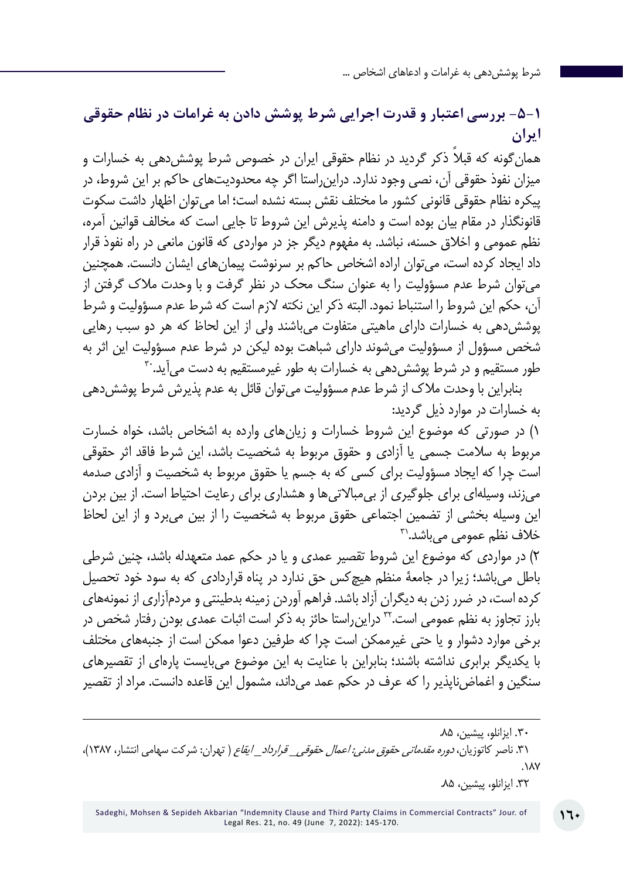## ۱-۵- بررسی اعتبار و قدرت اجرایی شرط پوشش دادن به غرامات در نظام حقوقی ایران

همان‌گونه که قبلاً ذکر گردید در نظام حقوقی ایران در خصوص شرط پوشش‌دهی به خسارات و میزان نفوذ حقوقی آن، نصی وجود ندارد. دراین‌راستا اگر چه محدودیت‌های حاکم بر این شروط، در پیکره نظام حقوقی قانونی کشور ما مختلف نقش بسته نشده است؛ اما می‌توان اظهار داشت سکوت قانونگذار در مقام بیان بوده است و دامنه پذیرش این شروط تا جایی است که مخالف قوانین آمره، نظم عمومی و اخلاق حسنه، نباشد. به مفهوم دیگر جز در مواردی که قانون مانعی در راه نفوذ قرار داد ایجاد کرده است، می‌توان اراده اشخاص حاکم بر سرنوشت پیمان‌های ایشان دانست. همچنین می‌توان شرط عدم مسؤولیت را به عنوان سنگ محک در نظر گرفت و با وحدت ملاک گرفتن از آن، حکم این شروط را استنباط نمود. البته ذکر این نکته لازم است که شرط عدم مسؤولیت و شرط پوشش‌دهی به خسارات دارای ماهیتی متفاوت می‌باشند ولی از این لحاظ که هر دو سبب رهایی شخص مسؤول از مسؤولیت می‌شوند دارای شباهت بوده لیکن در شرط عدم مسؤولیت این اثر به طور مستقیم و در شرط پوشش‌دهی به خسارات به طور غیرمستقیم به دست می‌آید.[۳۰]

بنابراین با وحدت ملاک از شرط عدم مسؤولیت می‌توان قائل به عدم پذیرش شرط پوشش‌دهی به خسارات در موارد ذیل گردید:

۱) در صورتی که موضوع این شروط خسارات و زیان‌های وارده به اشخاص باشد، خواه خسارت مربوط به سلامت جسمی یا آزادی و حقوق مربوط به شخصیت باشد، این شرط فاقد اثر حقوقی است چرا که ایجاد مسؤولیت برای کسی که به جسم یا حقوق مربوط به شخصیت و آزادی صدمه می‌زند، وسیله‌ای برای جلوگیری از بی‌مبالاتی‌ها و هشداری برای رعایت احتیاط است. از بین بردن این وسیله بخشی از تضمین اجتماعی حقوق مربوط به شخصیت را از بین می‌برد و از این لحاظ خلاف نظم عمومی می‌باشد.[۳۱]

۲) در مواردی که موضوع این شروط تقصیر عمدی و یا در حکم عمد متعهدله باشد، چنین شرطی باطل می‌باشد؛ زیرا در جامعهٔ منظم هیچ‌کس حق ندارد در پناه قراردادی که به سود خود تحصیل کرده است، در ضرر زدن به دیگران آزاد باشد. فراهم آوردن زمینه بدطینتی و مردم‌آزاری از نمونه‌های بارز تجاوز به نظم عمومی است.[۳۲] دراین‌راستا حائز به ذکر است اثبات عمدی بودن رفتار شخص در برخی موارد دشوار و یا حتی غیرممکن است چرا که طرفین دعوا ممکن است از جنبه‌های مختلف با یکدیگر برابری نداشته باشند؛ بنابراین با عنایت به این موضوع می‌بایست پاره‌ای از تقصیرهای سنگین و اغماض‌ناپذیر را که عرف در حکم عمد می‌داند، مشمول این قاعده دانست. مراد از تقصیر

---

۳۰. ایزانلو، پیشین، ۸۵.

۳۱. ناصر کاتوزیان، *دوره مقدماتی حقوق مدنی: اعمال حقوقی_ قرارداد_ ایقاع* ( تهران: شرکت سهامی انتشار، ۱۳۸۷)، ۱۸۷.

۳۲. ایزانلو، پیشین، ۸۵.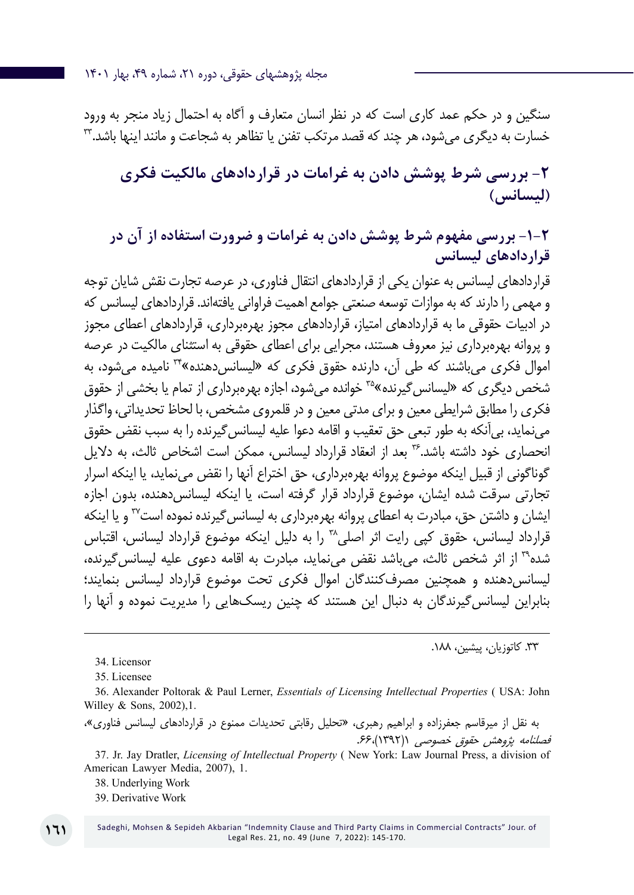سنگین و در حکم عمد کاری است که در نظر انسان متعارف و آگاه به احتمال زیاد منجر به ورود خسارت به دیگری می‌شود، هر چند که قصد مرتکب تفنن یا تظاهر به شجاعت و مانند اینها باشد.[۳۳]

## ۲- بررسی شرط پوشش دادن به غرامات در قراردادهای مالکیت فکری (لیسانس)

### ۲-۱- بررسی مفهوم شرط پوشش دادن به غرامات و ضرورت استفاده از آن در قراردادهای لیسانس

قراردادهای لیسانس به عنوان یکی از قراردادهای انتقال فناوری، در عرصه تجارت نقش شایان توجه و مهمی را دارند که به موازات توسعه صنعتی جوامع اهمیت فراوانی یافته‌اند. قراردادهای لیسانس که در ادبیات حقوقی ما به قراردادهای امتیاز، قراردادهای مجوز بهره‌برداری، قراردادهای اعطای مجوز و پروانه بهره‌برداری نیز معروف هستند، مجرایی برای اعطای حقوقی به استثنای مالکیت در عرصه اموال فکری می‌باشند که طی آن، دارنده حقوق فکری که «لیسانس‌دهنده»[۳۴] نامیده می‌شود، به شخص دیگری که «لیسانس‌گیرنده»[۳۵] خوانده می‌شود، اجازه بهره‌برداری از تمام یا بخشی از حقوق فکری را مطابق شرایطی معین و برای مدتی معین و در قلمروی مشخص، با لحاظ تحدیداتی، واگذار می‌نماید، بی‌آنکه به طور تبعی حق تعقیب و اقامه دعوا علیه لیسانس‌گیرنده را به سبب نقض حقوق انحصاری خود داشته باشد.[۳۶] بعد از انعقاد قرارداد لیسانس، ممکن است اشخاص ثالث، به دلایل گوناگونی از قبیل اینکه موضوع پروانه بهره‌برداری، حق اختراع آنها را نقض می‌نماید، یا اینکه اسرار تجارتی سرقت شده ایشان، موضوع قرارداد قرار گرفته است، یا اینکه لیسانس‌دهنده، بدون اجازه ایشان و داشتن حق، مبادرت به اعطای پروانه بهره‌برداری به لیسانس‌گیرنده نموده است[۳۷] و یا اینکه قرارداد لیسانس، حقوق کپی رایت اثر اصلی[۳۸] را به دلیل اینکه موضوع قرارداد لیسانس، اقتباس شده[۳۹] از اثر شخص ثالث، می‌باشد نقض می‌نماید، مبادرت به اقامه دعوی علیه لیسانس‌گیرنده، لیسانس‌دهنده و همچنین مصرف‌کنندگان اموال فکری تحت موضوع قرارداد لیسانس بنمایند؛ بنابراین لیسانس‌گیرندگان به دنبال این هستند که چنین ریسک‌هایی را مدیریت نموده و آنها را

---

۳۳. کاتوزیان، پیشین، ۱۸۸.

34. Licensor

35. Licensee

36. Alexander Poltorak & Paul Lerner, *Essentials of Licensing Intellectual Properties* ( USA: John Willey & Sons, 2002),1.

به نقل از میرقاسم جعفرزاده و ابراهیم رهبری، «تحلیل رقابتی تحدیدات ممنوع در قراردادهای لیسانس فناوری»، *فصلنامه پژوهش حقوق خصوصی* ۱(۱۳۹۲)،۶۶.

37. Jr. Jay Dratler, *Licensing of Intellectual Property* ( New York: Law Journal Press, a division of American Lawyer Media, 2007), 1.

38. Underlying Work

39. Derivative Work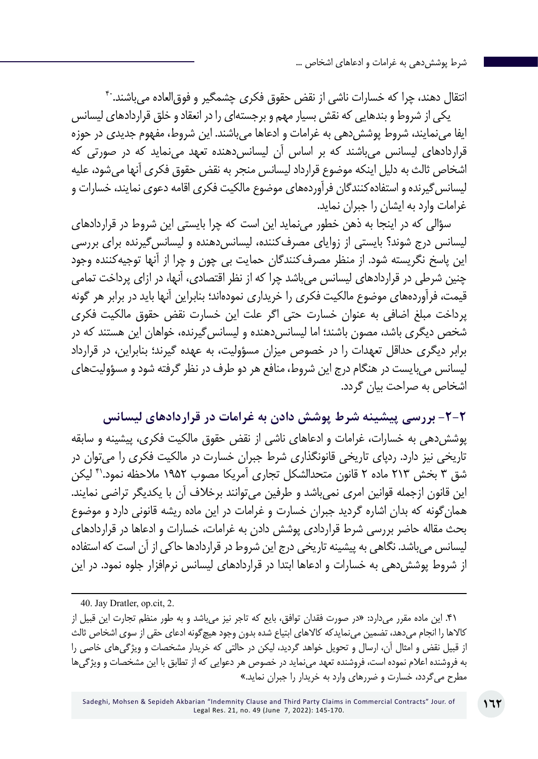انتقال دهند، چرا که خسارات ناشی از نقض حقوق فکری چشمگیر و فوق‌العاده می‌باشند.[40]

یکی از شروط و بندهایی که نقش بسیار مهم و برجسته‌ای را در انعقاد و خلق قراردادهای لیسانس ایفا می‌نمایند، شروط پوشش‌دهی به غرامات و ادعاها می‌باشند. این شروط، مفهوم جدیدی در حوزه قراردادهای لیسانس می‌باشند که بر اساس آن لیسانس‌دهنده تعهد می‌نماید که در صورتی که اشخاص ثالث به دلیل اینکه موضوع قرارداد لیسانس منجر به نقض حقوق فکری آنها می‌شود، علیه لیسانس‌گیرنده و استفاده‌کنندگان فرآورده‌های موضوع مالکیت فکری اقامه دعوی نمایند، خسارات و غرامات وارد به ایشان را جبران نماید.

سؤالی که در اینجا به ذهن خطور می‌نماید این است که چرا بایستی این شروط در قراردادهای لیسانس درج شوند؟ بایستی از زوایای مصرف‌کننده، لیسانس‌دهنده و لیسانس‌گیرنده برای بررسی این پاسخ نگریسته شود. از منظر مصرف‌کنندگان حمایت بی چون و چرا از آنها توجیه‌کننده وجود چنین شرطی در قراردادهای لیسانس می‌باشد چرا که از نظر اقتصادی، آنها، در ازای پرداخت تمامی قیمت، فرآورده‌های موضوع مالکیت فکری را خریداری نموده‌اند؛ بنابراین آنها باید در برابر هر گونه پرداخت مبلغ اضافی به عنوان خسارت حتی اگر علت این خسارت نقض حقوق مالکیت فکری شخص دیگری باشد، مصون باشند؛ اما لیسانس‌دهنده و لیسانس‌گیرنده، خواهان این هستند که در برابر دیگری حداقل تعهدات را در خصوص میزان مسؤولیت، به عهده گیرند؛ بنابراین، در قرارداد لیسانس می‌بایست در هنگام درج این شروط، منافع هر دو طرف در نظر گرفته شود و مسؤولیت‌های اشخاص به صراحت بیان گردد.

## ۲-۲- بررسی پیشینه شرط پوشش دادن به غرامات در قراردادهای لیسانس

پوشش‌دهی به خسارات، غرامات و ادعاهای ناشی از نقض حقوق مالکیت فکری، پیشینه و سابقه تاریخی نیز دارد. ردپای تاریخی قانونگذاری شرط جبران خسارت در مالکیت فکری را می‌توان در شق ۳ بخش ۲۱۳ ماده ۲ قانون متحدالشکل تجاری آمریکا مصوب ۱۹۵۲ ملاحظه نمود.[41] لیکن این قانون ازجمله قوانین امری نمی‌باشد و طرفین می‌توانند برخلاف آن با یکدیگر تراضی نمایند. همان‌گونه که بدان اشاره گردید جبران خسارت و غرامات در این ماده ریشه قانونی دارد و موضوع بحث مقاله حاضر بررسی شرط قراردادی پوشش دادن به غرامات، خسارات و ادعاها در قراردادهای لیسانس می‌باشد. نگاهی به پیشینه تاریخی درج این شروط در قراردادها حاکی از آن است که استفاده از شروط پوشش‌دهی به خسارات و ادعاها ابتدا در قراردادهای لیسانس نرم‌افزار جلوه نمود. در این

---

40. Jay Dratler, op.cit, 2.

۴۱. این ماده مقرر می‌دارد: «در صورت فقدان توافق، بایع که تاجر نیز می‌باشد و به طور منظم تجارت این قبیل از کالاها را انجام می‌دهد، تضمین می‌نماید‌که کالاهای ابتیاع شده بدون وجود هیچ‌گونه ادعای حقی از سوی اشخاص ثالث از قبیل نقض و امثال آن، ارسال و تحویل خواهد گردید، لیکن در حالتی که خریدار مشخصات و ویژگی‌های خاصی را به فروشنده اعلام نموده است، فروشنده تعهد می‌نماید در خصوص هر دعوایی که از تطابق با این مشخصات و ویژگی‌ها مطرح می‌گردد، خسارت و ضررهای وارد به خریدار را جبران نماید.»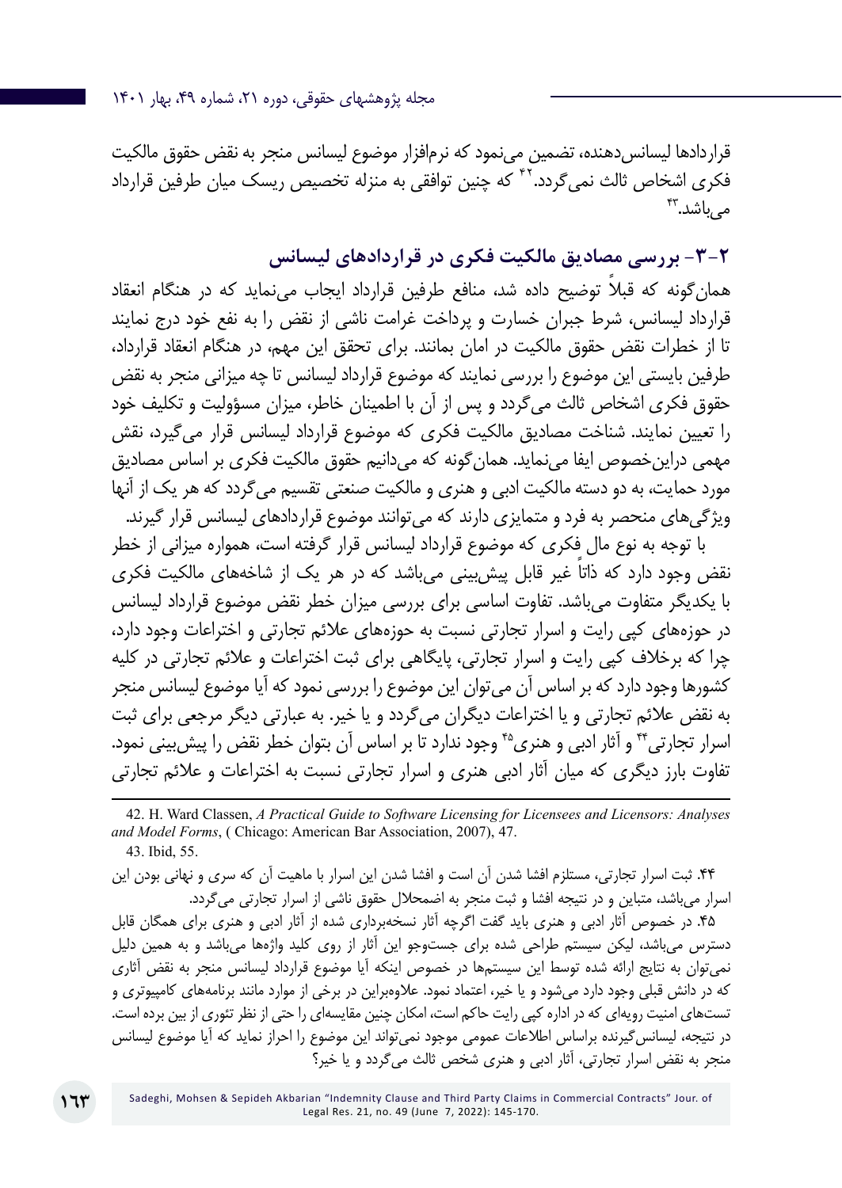قراردادها لیسانس‌دهنده، تضمین می‌نمود که نرم‌افزار موضوع لیسانس منجر به نقض حقوق مالکیت فکری اشخاص ثالث نمی‌گردد.[42] که چنین توافقی به منزله تخصیص ریسک میان طرفین قرارداد می‌باشد.[43]

## ۲-۳- بررسی مصادیق مالکیت فکری در قراردادهای لیسانس

همان‌گونه که قبلاً توضیح داده شد، منافع طرفین قرارداد ایجاب می‌نماید که در هنگام انعقاد قرارداد لیسانس، شرط جبران خسارت و پرداخت غرامت ناشی از نقض را به نفع خود درج نمایند تا از خطرات نقض حقوق مالکیت در امان بمانند. برای تحقق این مهم، در هنگام انعقاد قرارداد، طرفین بایستی این موضوع را بررسی نمایند که موضوع قرارداد لیسانس تا چه میزانی منجر به نقض حقوق فکری اشخاص ثالث می‌گردد و پس از آن با اطمینان خاطر، میزان مسؤولیت و تکلیف خود را تعیین نمایند. شناخت مصادیق مالکیت فکری که موضوع قرارداد لیسانس قرار می‌گیرد، نقش مهمی دراین‌خصوص ایفا می‌نماید. همان‌گونه که می‌دانیم حقوق مالکیت فکری بر اساس مصادیق مورد حمایت، به دو دسته مالکیت ادبی و هنری و مالکیت صنعتی تقسیم می‌گردد که هر یک از آنها ویژگی‌های منحصر به فرد و متمایزی دارند که می‌توانند موضوع قراردادهای لیسانس قرار گیرند.

با توجه به نوع مالِ فکری که موضوع قرارداد لیسانس قرار گرفته است، همواره میزانی از خطر نقض وجود دارد که ذاتاً غیر قابل پیش‌بینی می‌باشد که در هر یک از شاخه‌های مالکیت فکری با یکدیگر متفاوت می‌باشد. تفاوت اساسی برای بررسی میزان خطر نقض موضوع قرارداد لیسانس در حوزه‌های کپی رایت و اسرار تجارتی نسبت به حوزه‌های علائم تجارتی و اختراعات وجود دارد، چرا که برخلاف کپی رایت و اسرار تجارتی، پایگاهی برای ثبت اختراعات و علائم تجارتی در کلیه کشورها وجود دارد که بر اساس آن می‌توان این موضوع را بررسی نمود که آیا موضوع لیسانس منجر به نقض علائم تجارتی و یا اختراعات دیگران می‌گردد و یا خیر. به عبارتی دیگر مرجعی برای ثبت اسرار تجارتی[44] و آثار ادبی و هنری[45] وجود ندارد تا بر اساس آن بتوان خطر نقض را پیش‌بینی نمود. تفاوت بارز دیگری که میان آثار ادبی هنری و اسرار تجارتی نسبت به اختراعات و علائم تجارتی

---

42. H. Ward Classen, *A Practical Guide to Software Licensing for Licensees and Licensors: Analyses and Model Forms*, ( Chicago: American Bar Association, 2007), 47.

43. Ibid, 55.

۴۴. ثبت اسرار تجارتی، مستلزم افشا شدن آن است و افشا شدن این اسرار با ماهیت آن که سری و نهانی بودن این اسرار می‌باشد، متباین و در نتیجه افشا و ثبت منجر به اضمحلال حقوق ناشی از اسرار تجارتی می‌گردد.

۴۵. در خصوص آثار ادبی و هنری باید گفت اگرچه آثار نسخه‌برداری شده از آثار ادبی و هنری برای همگان قابل دسترس می‌باشد، لیکن سیستم طراحی شده برای جستوجو این آثار از روی کلید واژه‌ها می‌باشد و به همین دلیل نمی‌توان به نتایج ارائه شده توسط این سیستم‌ها در خصوص اینکه آیا موضوع قرارداد لیسانس منجر به نقض آثاری که در دانش قبلی وجود دارد می‌شود و یا خیر، اعتماد نمود. علاوه‌براین در برخی از موارد مانند برنامه‌های کامپیوتری و تست‌های امنیت رویه‌ای که در اداره کپی رایت حاکم است، امکان چنین مقایسه‌ای را حتی از نظر تئوری از بین برده است. در نتیجه، لیسانس‌گیرنده براساس اطلاعات عمومی موجود نمی‌تواند این موضوع را احراز نماید که آیا موضوع لیسانس منجر به نقض اسرار تجارتی، آثار ادبی و هنری شخص ثالث می‌گردد و یا خیر؟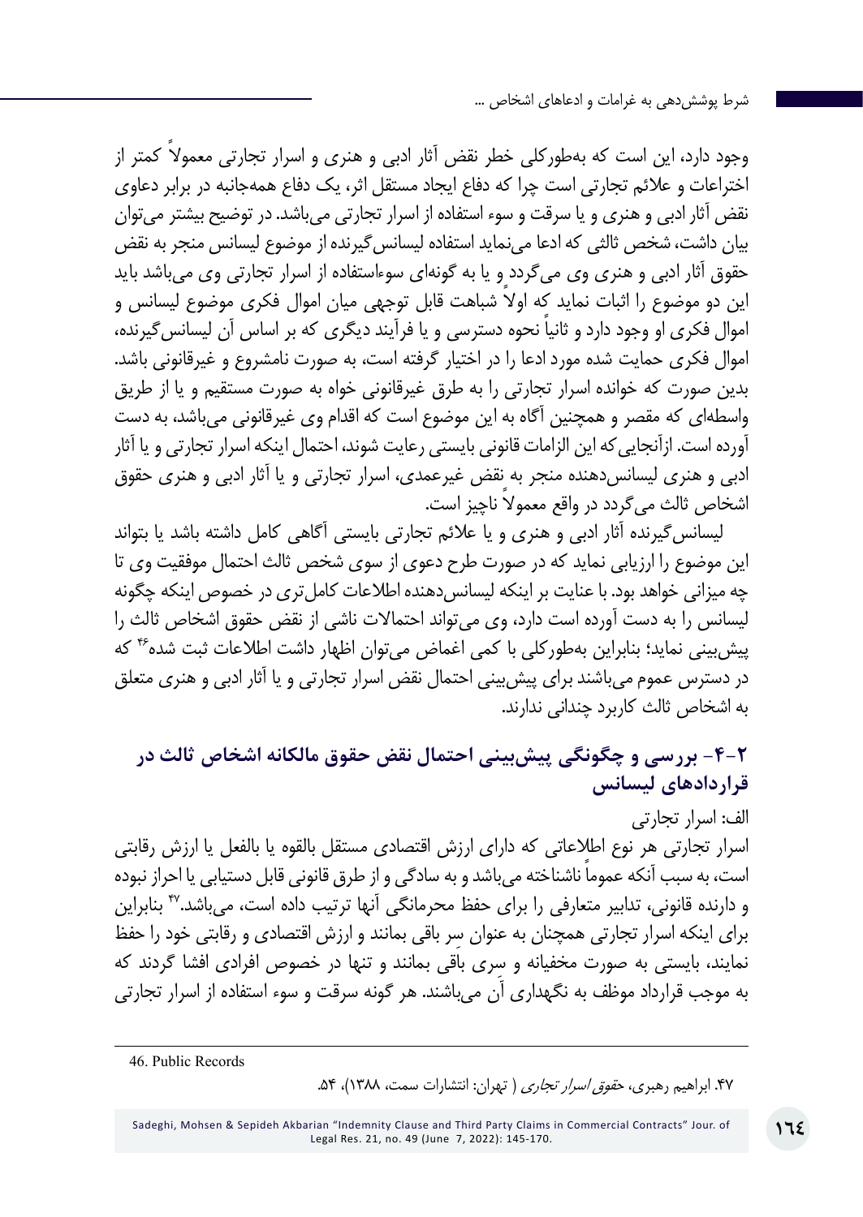وجود دارد، این است که به‌طورکلی خطر نقض آثار ادبی و هنری و اسرار تجارتی معمولاً کمتر از اختراعات و علائم تجارتی است چرا که دفاع ایجاد مستقل اثر، یک دفاع همه‌جانبه در برابر دعاوی نقض آثار ادبی و هنری و یا سرقت و سوء استفاده از اسرار تجارتی می‌باشد. در توضیح بیشتر می‌توان بیان داشت، شخص ثالثی که ادعا می‌نماید استفاده لیسانس‌گیرنده از موضوع لیسانس منجر به نقض حقوق آثار ادبی و هنری وی می‌گردد و یا به گونه‌ای سوءاستفاده از اسرار تجارتی وی می‌باشد باید این دو موضوع را اثبات نماید که اولاً شباهت قابل توجهی میان اموال فکری موضوع لیسانس و اموال فکری او وجود دارد و ثانیاً نحوه دسترسی و یا فرآیند دیگری که بر اساس آن لیسانس‌گیرنده، اموال فکری حمایت شده مورد ادعا را در اختیار گرفته است، به صورت نامشروع و غیرقانونی باشد. بدین صورت که خوانده اسرار تجارتی را به طرق غیرقانونی خواه به صورت مستقیم و یا از طریق واسطه‌ای که مقصر و همچنین آگاه به این موضوع است که اقدام وی غیرقانونی می‌باشد، به دست آورده است. ازآنجایی که این الزامات قانونی بایستی رعایت شوند، احتمال اینکه اسرار تجارتی و یا آثار ادبی و هنری لیسانس‌دهنده منجر به نقض غیرعمدی، اسرار تجارتی و یا آثار ادبی و هنری حقوق اشخاص ثالث می‌گردد در واقع معمولاً ناچیز است.

لیسانس‌گیرنده آثار ادبی و هنری و یا علائم تجارتی بایستی آگاهی کامل داشته باشد یا بتواند این موضوع را ارزیابی نماید که در صورت طرح دعوی از سوی شخص ثالث احتمال موفقیت وی تا چه میزانی خواهد بود. با عنایت بر اینکه لیسانس‌دهنده اطلاعات کامل‌تری در خصوص اینکه چگونه لیسانس را به دست آورده است دارد، وی می‌تواند احتمالات ناشی از نقض حقوق اشخاص ثالث را پیش‌بینی نماید؛ بنابراین به‌طورکلی با کمی اغماض می‌توان اظهار داشت اطلاعات ثبت شده[46] که در دسترس عموم می‌باشند برای پیش‌بینی احتمال نقض اسرار تجارتی و یا آثار ادبی و هنری متعلق به اشخاص ثالث کاربرد چندانی ندارند.

## ۲-۴- بررسی و چگونگی پیش‌بینی احتمال نقض حقوق مالکانه اشخاص ثالث در قراردادهای لیسانس

الف: اسرار تجارتی

اسرار تجارتی هر نوع اطلاعاتی که دارای ارزش اقتصادی مستقل بالقوه یا بالفعل یا ارزش رقابتی است، به سبب آنکه عموماً ناشناخته می‌باشد و به سادگی و از طرق قانونی قابل دستیابی یا احراز نبوده و دارنده قانونی، تدابیر متعارفی را برای حفظ محرمانگی آنها ترتیب داده است، می‌باشد.[47] بنابراین برای اینکه اسرار تجارتی همچنان به عنوان سر باقی بمانند و ارزش اقتصادی و رقابتی خود را حفظ نمایند، بایستی به صورت مخفیانه و سری باقی بمانند و تنها در خصوص افرادی افشا گردند که به موجب قرارداد موظف به نگهداری آن می‌باشند. هر گونه سرقت و سوء استفاده از اسرار تجارتی

---

46. Public Records

۴۷. ابراهیم رهبری، *حقوق اسرار تجاری* ( تهران: انتشارات سمت، ۱۳۸۸)، ۵۴.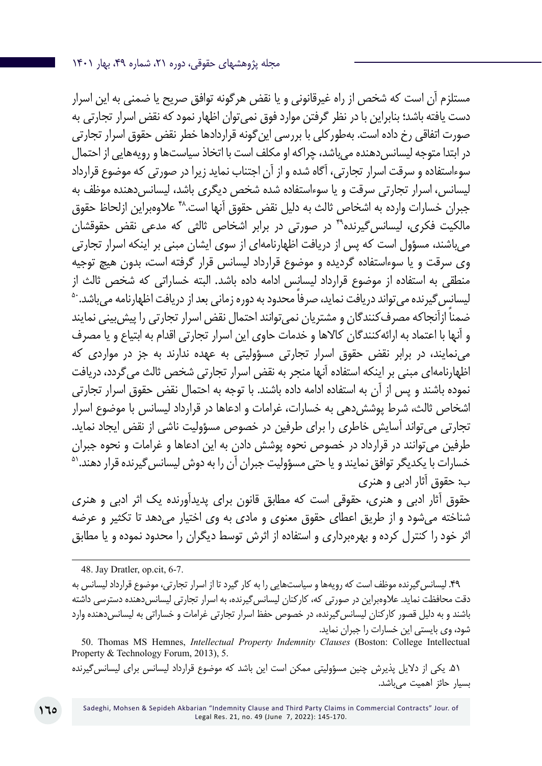مستلزم آن است که شخص از راه غیرقانونی و یا نقض هرگونه توافق صریح یا ضمنی به این اسرار دست یافته باشد؛ بنابراین با در نظر گرفتن موارد فوق نمی‌توان اظهار نمود که نقض اسرار تجارتی به صورت اتفاقی رخ داده است. به‌طورکلی با بررسی این‌گونه قراردادها خطر نقض حقوق اسرار تجارتی در ابتدا متوجه لیسانس‌دهنده می‌باشد، چراکه او مکلف است با اتخاذ سیاست‌ها و رویه‌هایی از احتمال سوءاستفاده و سرقت اسرار تجارتی، آگاه شده و از آن اجتناب نماید زیرا در صورتی که موضوع قرارداد لیسانس، اسرار تجارتی سرقت و یا سوءاستفاده شده شخص دیگری باشد، لیسانس‌دهنده موظف به جبران خسارات وارده به اشخاص ثالث به دلیل نقض حقوق آنها است.[48] علاوه‌براین ازلحاظ حقوق مالکیت فکری، لیسانس‌گیرنده[49] در صورتی در برابر اشخاص ثالثی که مدعی نقض حقوقشان می‌باشند، مسؤول است که پس از دریافت اظهارنامه‌ای از سوی ایشان مبنی بر اینکه اسرار تجارتی وی سرقت و یا سوءاستفاده گردیده و موضوع قرارداد لیسانس قرار گرفته است، بدون هیچ توجیه منطقی به استفاده از موضوع قرارداد لیسانس ادامه داده باشد. البته خساراتی که شخص ثالث از لیسانس‌گیرنده می‌تواند دریافت نماید، صرفاً محدود به دوره زمانی بعد از دریافت اظهارنامه می‌باشد.[50] ضمناً ازآنجاکه مصرف‌کنندگان و مشتریان نمی‌توانند احتمال نقض اسرار تجارتی را پیش‌بینی نمایند و آنها با اعتماد به ارائه‌کنندگان کالاها و خدمات حاوی این اسرار تجارتی اقدام به ابتیاع و یا مصرف می‌نمایند، در برابر نقض حقوق اسرار تجارتی مسؤولیتی به عهده ندارند به جز در مواردی که اظهارنامه‌ای مبنی بر اینکه استفاده آنها منجر به نقض اسرار تجارتی شخص ثالث می‌گردد، دریافت نموده باشند و پس از آن به استفاده ادامه داده باشند. با توجه به احتمال نقض حقوق اسرار تجارتی اشخاص ثالث، شرط پوشش‌دهی به خسارات، غرامات و ادعاها در قرارداد لیسانس با موضوع اسرار تجارتی می‌تواند آسایش خاطری را برای طرفین در خصوص مسؤولیت ناشی از نقض ایجاد نماید. طرفین می‌توانند در قرارداد در خصوص نحوه پوشش دادن به این ادعاها و غرامات و نحوه جبران خسارات با یکدیگر توافق نمایند و یا حتی مسؤولیت جبران آن را به دوش لیسانس‌گیرنده قرار دهند.[51]

### ب: حقوق آثار ادبی و هنری

حقوق آثار ادبی و هنری، حقوقی است که مطابق قانون برای پدیدآورنده یک اثر ادبی و هنری شناخته می‌شود و از طریق اعطای حقوق معنوی و مادی به وی اختیار می‌دهد تا تکثیر و عرضه اثر خود را کنترل کرده و بهره‌برداری و استفاده از اثرش توسط دیگران را محدود نموده و یا مطابق

---

48. Jay Dratler, op.cit, 6-7.

۴۹. لیسانس‌گیرنده موظف است که رویه‌ها و سیاست‌هایی را به کار گیرد تا از اسرار تجارتی، موضوع قرارداد لیسانس به دقت محافظت نماید. علاوه‌براین در صورتی که، کارکنان لیسانس‌گیرنده، به اسرار تجارتی لیسانس‌دهنده دسترسی داشته باشند و به دلیل قصور کارکنان لیسانس‌گیرنده، در خصوص حفظ اسرار تجارتی غرامات و خساراتی به لیسانس‌دهنده وارد شود، وی بایستی این خسارات را جبران نماید.

50. Thomas MS Hemnes, *Intellectual Property Indemnity Clauses* (Boston: College Intellectual Property & Technology Forum, 2013), 5.

۵۱. یکی از دلایل پذیرش چنین مسؤولیتی ممکن است این باشد که موضوع قرارداد لیسانس برای لیسانس‌گیرنده بسیار حائز اهمیت می‌باشد.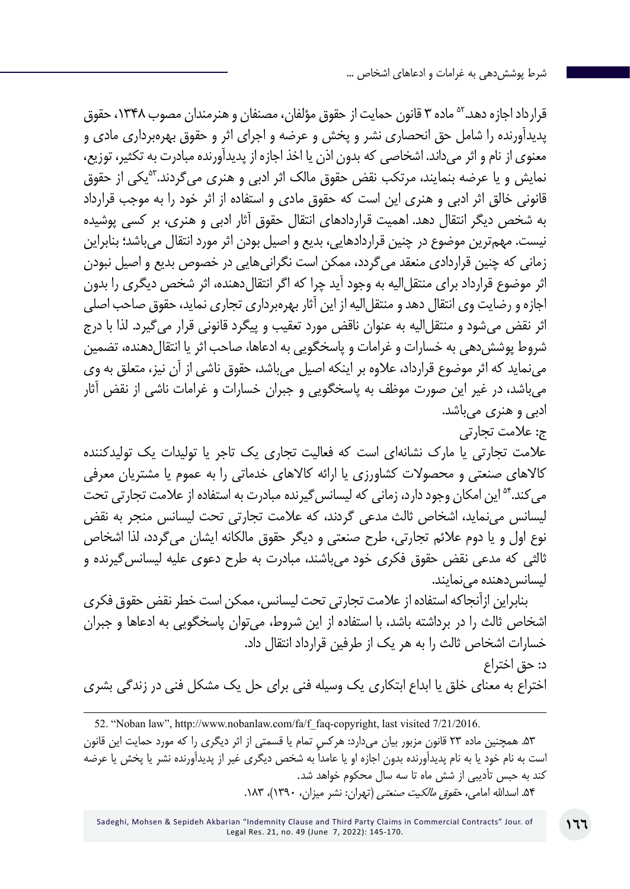قرارداد اجازه دهد.[۵۲] ماده ۳ قانون حمایت از حقوق مؤلفان، مصنفان و هنرمندان مصوب ۱۳۴۸، حقوق پدیدآورنده را شامل حق انحصاری نشر و پخش و عرضه و اجرای اثر و حقوق بهره‌برداری مادی و معنوی از نام و اثر می‌داند. اشخاصی که بدون اذن یا اخذ اجازه از پدیدآورنده مبادرت به تکثیر، توزیع، نمایش و یا عرضه بنمایند، مرتکب نقض حقوق مالک اثر ادبی و هنری می‌گردند.[۵۳]یکی از حقوق قانونی خالق اثر ادبی و هنری این است که حقوق مادی و استفاده از اثر خود را به موجب قرارداد به شخص دیگر انتقال دهد. اهمیت قراردادهای انتقال حقوق آثار ادبی و هنری، بر کسی پوشیده نیست. مهم‌ترین موضوع در چنین قراردادهایی، بدیع و اصیل بودن اثر مورد انتقال می‌باشد؛ بنابراین زمانی که چنین قراردادی منعقد می‌گردد، ممکن است نگرانی‌هایی در خصوص بدیع و اصیل نبودن اثر موضوع قرارداد برای منتقل‌الیه به وجود آید چرا که اگر انتقال‌دهنده، اثر شخص دیگری را بدون اجازه و رضایت وی انتقال دهد و منتقل‌الیه از این آثار بهره‌برداری تجاری نماید، حقوق صاحب اصلی اثر نقض می‌شود و منتقل‌الیه به عنوان ناقض مورد تعقیب و پیگرد قانونی قرار می‌گیرد. لذا با درج شروط پوشش‌دهی به خسارات و غرامات و پاسخگویی به ادعاها، صاحب اثر یا انتقال‌دهنده، تضمین می‌نماید که اثر موضوع قرارداد، علاوه بر اینکه اصیل می‌باشد، حقوق ناشی از آن نیز، متعلق به وی می‌باشد، در غیر این صورت موظف به پاسخگویی و جبران خسارات و غرامات ناشی از نقض آثار ادبی و هنری می‌باشد.

ج: علامت تجارتی

علامت تجارتی یا مارک نشانه‌ای است که فعالیت تجاری یک تاجر یا تولیدات یک تولیدکننده کالاهای صنعتی و محصولات کشاورزی یا ارائه کالاهای خدماتی را به عموم یا مشتریان معرفی می‌کند.[۵۴] این امکان وجود دارد، زمانی که لیسانس‌گیرنده مبادرت به استفاده از علامت تجارتی تحت لیسانس می‌نماید، اشخاص ثالث مدعی گردند، که علامت تجارتی تحت لیسانس منجر به نقض نوع اول و یا دوم علائم تجارتی، طرح صنعتی و دیگر حقوق مالکانه ایشان می‌گردد، لذا اشخاص ثالثی که مدعی نقض حقوق فکری خود می‌باشند، مبادرت به طرح دعوی علیه لیسانس‌گیرنده و لیسانس‌دهنده می‌نمایند.

بنابراین ازآنجاکه استفاده از علامت تجارتی تحت لیسانس، ممکن است خطر نقض حقوق فکری اشخاص ثالث را در برداشته باشد، با استفاده از این شروط، می‌توان پاسخگویی به ادعاها و جبران خسارات اشخاص ثالث را به هر یک از طرفین قرارداد انتقال داد.

د: حق اختراع

اختراع به معنای خلق یا ابداع ابتکاری یک وسیله فنی برای حل یک مشکل فنی در زندگی بشری

---

52. "Noban law", http://www.nobanlaw.com/fa/f_faq-copyright, last visited 7/21/2016.

۵۳. همچنین ماده ۲۳ قانون مزبور بیان می‌دارد: هرکس تمام یا قسمتی از اثر دیگری را که مورد حمایت این قانون است به نام خود یا به نام پدیدآورنده بدون اجازه او یا عامداً به شخص دیگری غیر از پدیدآورنده نشر یا پخش یا عرضه کند به حبس تأدیبی از شش ماه تا سه سال محکوم خواهد شد.

۵۴. اسدالله امامی، *حقوق مالکیت صنعتی* (تهران: نشر میزان، ۱۳۹۰)، ۱۸۳.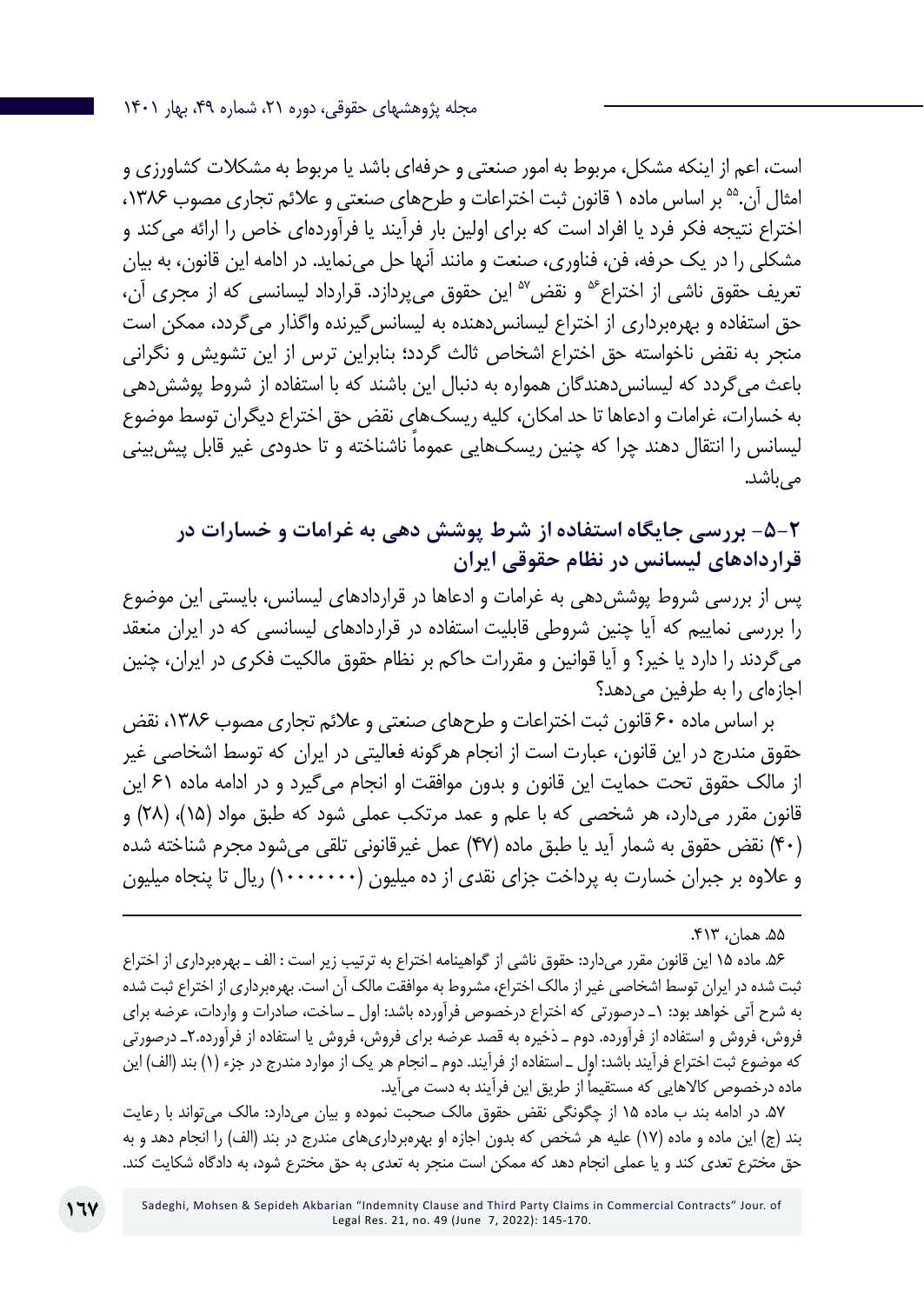است، اعم از اینکه مشکل، مربوط به امور صنعتی و حرفه‌ای باشد یا مربوط به مشکلات کشاورزی و امثال آن.[55] بر اساس ماده ۱ قانون ثبت اختراعات و طرح‌های صنعتی و علائم تجاری مصوب ۱۳۸۶، اختراع نتیجه فکر فرد یا افراد است که برای اولین بار فرآیند یا فرآورده‌ای خاص را ارائه می‌کند و مشکلی را در یک حرفه، فن، فناوری، صنعت و مانند آنها حل می‌نماید. در ادامه این قانون، به بیان تعریف حقوق ناشی از اختراع[56] و نقض[57] این حقوق می‌پردازد. قرارداد لیسانسی که از مجری آن، حق استفاده و بهره‌برداری از اختراع لیسانس‌دهنده به لیسانس‌گیرنده واگذار می‌گردد، ممکن است منجر به نقض ناخواسته حق اختراع اشخاص ثالث گردد؛ بنابراین ترس از این تشویش و نگرانی باعث می‌گردد که لیسانس‌دهندگان همواره به دنبال این باشند که با استفاده از شروط پوشش‌دهی به خسارات، غرامات و ادعاها تا حد امکان، کلیه ریسک‌های نقض حق اختراع دیگران توسط موضوع لیسانس را انتقال دهند چرا که چنین ریسک‌هایی عموماً ناشناخته و تا حدودی غیر قابل پیش‌بینی می‌باشد.

## ۲-۵- بررسی جایگاه استفاده از شرط پوشش دهی به غرامات و خسارات در قراردادهای لیسانس در نظام حقوقی ایران

پس از بررسی شروط پوشش‌دهی به غرامات و ادعاها در قراردادهای لیسانس، بایستی این موضوع را بررسی نماییم که آیا چنین شروطی قابلیت استفاده در قراردادهای لیسانسی که در ایران منعقد می‌گردند را دارد یا خیر؟ و آیا قوانین و مقررات حاکم بر نظام حقوق مالکیت فکری در ایران، چنین اجازه‌ای را به طرفین می‌دهد؟

بر اساس ماده ۶۰ قانون ثبت اختراعات و طرح‌های صنعتی و علائم تجاری مصوب ۱۳۸۶، نقض حقوق مندرج در این قانون، عبارت است از انجام هرگونه فعالیتی در ایران که توسط اشخاصی غیر از مالک حقوق تحت حمایت این قانون و بدون موافقت او انجام می‌گیرد و در ادامه ماده ۶۱ این قانون مقرر می‌دارد، هر شخصی که با علم و عمد مرتکب عملی شود که طبق مواد (۱۵)، (۲۸) و (۴۰) نقض حقوق به شمار آید یا طبق ماده (۴۷) عمل غیرقانونی تلقی می‌شود مجرم شناخته شده و علاوه بر جبران خسارت به پرداخت جزای نقدی از ده میلیون (۱۰۰۰۰۰۰۰) ریال تا پنجاه میلیون

---

۵۵. همان، ۴۱۳.

۵۶. ماده ۱۵ این قانون مقرر می‌دارد: حقوق ناشی از گواهینامه اختراع به ترتیب زیر است: الف ـ بهره‌برداری از اختراع ثبت شده در ایران توسط اشخاصی غیر از مالک اختراع، مشروط به موافقت مالک آن است. بهره‌برداری از اختراع ثبت شده به شرح آتی خواهد بود: ۱ـ درصورتی که اختراع درخصوص فرآورده باشد: اول ـ ساخت، صادرات و واردات، عرضه برای فروش، فروش و استفاده از فرآورده. دوم ـ ذخیره به قصد عرضه برای فروش، فروش یا استفاده از فرآورده.۲ـ درصورتی که موضوع ثبت اختراع فرآیند باشد: اول ـ استفاده از فرآیند. دوم ـ انجام هر یک از موارد مندرج در جزء (۱) بند (الف) این ماده درخصوص کالاهایی که مستقیماً از طریق این فرآیند به دست می‌آید.

۵۷. در ادامه بند ب ماده ۱۵ از چگونگی نقض حقوق مالک صحبت نموده و بیان می‌دارد: مالک می‌تواند با رعایت بند (ج) این ماده و ماده (۱۷) علیه هر شخص که بدون اجازه او بهره‌برداری‌های مندرج در بند (الف) را انجام دهد و به حق مخترع تعدی کند و یا عملی انجام دهد که ممکن است منجر به تعدی به حق مخترع شود، به دادگاه شکایت کند.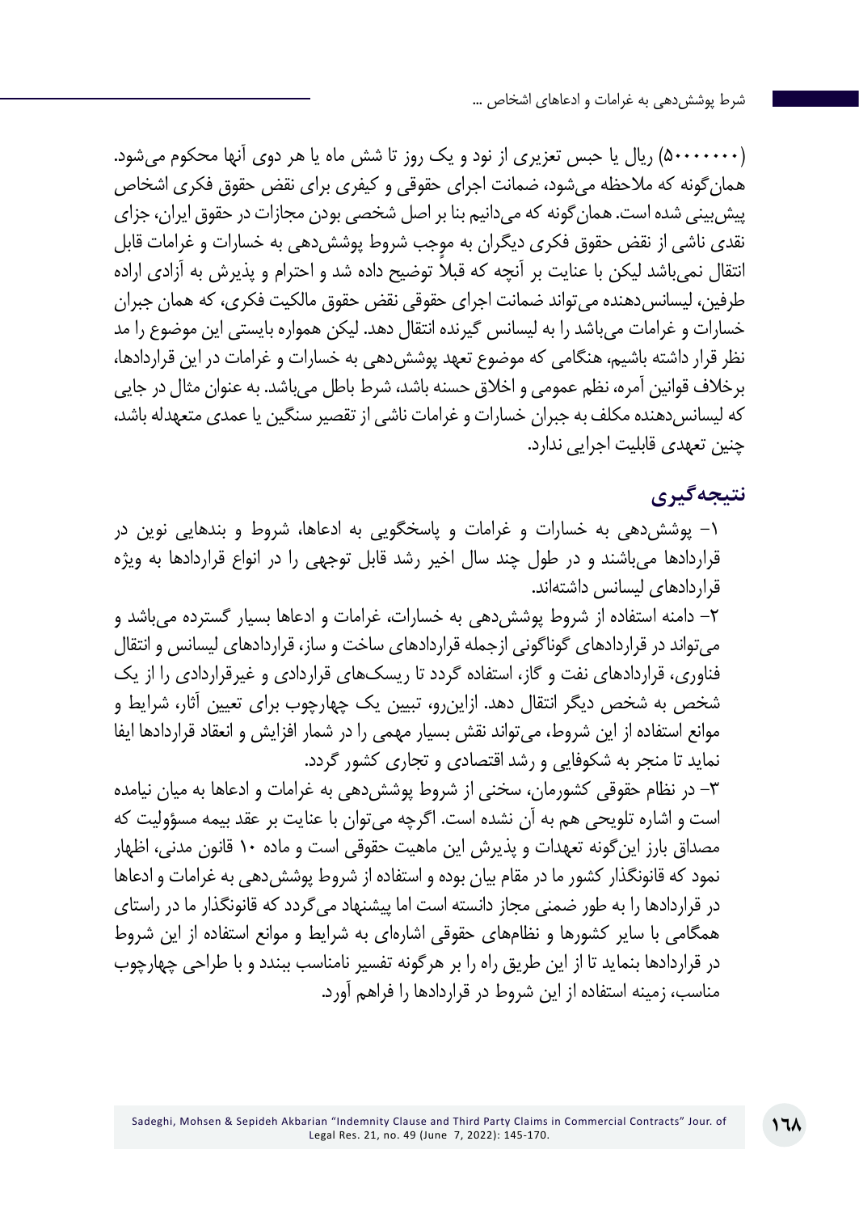(۵۰۰۰۰۰۰۰) ریال یا حبس تعزیری از نود و یک روز تا شش ماه یا هر دوی آنها محکوم می‌شود. همان‌گونه که ملاحظه می‌شود، ضمانت اجرای حقوقی و کیفری برای نقض حقوق فکری اشخاص پیش‌بینی شده است. همان‌گونه که می‌دانیم بنا بر اصل شخصی بودن مجازات در حقوق ایران، جزای نقدی ناشی از نقض حقوق فکری دیگران به موجب شروط پوشش‌دهی به خسارات و غرامات قابل انتقال نمی‌باشد لیکن با عنایت بر آنچه که قبلاً توضیح داده شد و احترام و پذیرش به آزادی اراده طرفین، لیسانس‌دهنده می‌تواند ضمانت اجرای حقوقی نقض حقوق مالکیت فکری، که همان جبران خسارات و غرامات می‌باشد را به لیسانس گیرنده انتقال دهد. لیکن همواره بایستی این موضوع را مد نظر قرار داشته باشیم، هنگامی که موضوع تعهد پوشش‌دهی به خسارات و غرامات در این قراردادها، برخلاف قوانین آمره، نظم عمومی و اخلاق حسنه باشد، شرط باطل می‌باشد. به عنوان مثال در جایی که لیسانس‌دهنده مکلف به جبران خسارات و غرامات ناشی از تقصیر سنگین یا عمدی متعهدله باشد، چنین تعهدی قابلیت اجرایی ندارد.

## نتیجه‌گیری

۱- پوشش‌دهی به خسارات و غرامات و پاسخگویی به ادعاها، شروط و بندهایی نوین در قراردادها می‌باشند و در طول چند سال اخیر رشد قابل توجهی را در انواع قراردادها به ویژه قراردادهای لیسانس داشته‌اند.

۲- دامنه استفاده از شروط پوشش‌دهی به خسارات، غرامات و ادعاها بسیار گسترده می‌باشد و می‌تواند در قراردادهای گوناگونی ازجمله قراردادهای ساخت و ساز، قراردادهای لیسانس و انتقال فناوری، قراردادهای نفت و گاز، استفاده گردد تا ریسک‌های قراردادی و غیرقراردادی را از یک شخص به شخص دیگر انتقال دهد. ازاین‌رو، تبیین یک چهارچوب برای تعیین آثار، شرایط و موانع استفاده از این شروط، می‌تواند نقش بسیار مهمی را در شمار افزایش و انعقاد قراردادها ایفا نماید تا منجر به شکوفایی و رشد اقتصادی و تجاری کشور گردد.

۳- در نظام حقوقی کشورمان، سخنی از شروط پوشش‌دهی به غرامات و ادعاها به میان نیامده است و اشاره تلویحی هم به آن نشده است. اگرچه می‌توان با عنایت بر عقد بیمه مسؤولیت که مصداق بارز این‌گونه تعهدات و پذیرش این ماهیت حقوقی است و ماده ۱۰ قانون مدنی، اظهار نمود که قانونگذار کشور ما در مقام بیان بوده و استفاده از شروط پوشش‌دهی به غرامات و ادعاها در قراردادها را به طور ضمنی مجاز دانسته است اما پیشنهاد می‌گردد که قانونگذار ما در راستای همگامی با سایر کشورها و نظام‌های حقوقی اشاره‌ای به شرایط و موانع استفاده از این شروط در قراردادها بنماید تا از این طریق راه را بر هرگونه تفسیر نامناسب ببندد و با طراحی چهارچوب مناسب، زمینه استفاده از این شروط در قراردادها را فراهم آورد.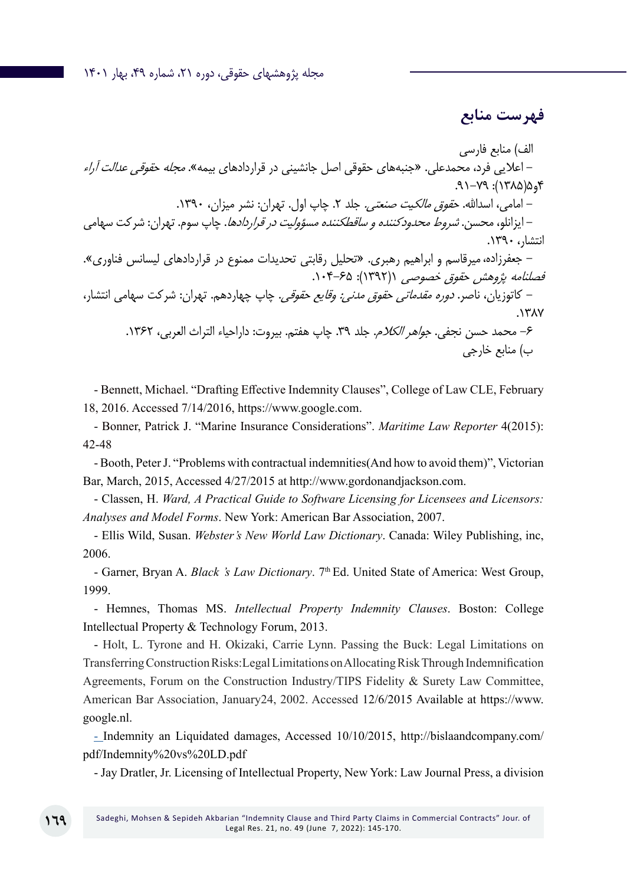## فهرست منابع

الف) منابع فارسی

– اعلایی فرد، محمدعلی. «جنبه‌های حقوقی اصل جانشینی در قراردادهای بیمه». *مجله حقوقی عدالت آراء* ۴و۵(۱۳۸۵): ۷۹–۹۱.

– امامی، اسدالله. *حقوق مالکیت صنعتی*. جلد ۲. چاپ اول. تهران: نشر میزان، ۱۳۹۰.

– ایزانلو، محسن. *شروط محدودکننده و ساقطکننده مسؤولیت در قراردادها*. چاپ سوم. تهران: شرکت سهامی انتشار، ۱۳۹۰.

– جعفرزاده، میرقاسم و ابراهیم رهبری. «تحلیل رقابتی تحدیدات ممنوع در قراردادهای لیسانس فناوری». *فصلنامه پژوهش حقوق خصوصی* ۱(۱۳۹۲): ۶۵–۱۰۴.

– کاتوزیان، ناصر. *دوره مقدماتی حقوق مدنی: وقایع حقوقی*. چاپ چهاردهم. تهران: شرکت سهامی انتشار، ۱۳۸۷.

۶– محمد حسن نجفی. *جواهر الکلام*. جلد ۳۹. چاپ هفتم. بیروت: داراحیاء التراث العربی، ۱۳۶۲.

ب) منابع خارجی

- Bennett, Michael. "Drafting Effective Indemnity Clauses", College of Law CLE, February 18, 2016. Accessed 7/14/2016, https://www.google.com.

- Bonner, Patrick J. "Marine Insurance Considerations". *Maritime Law Reporter* 4(2015): 42-48

- Booth, Peter J. "Problems with contractual indemnities(And how to avoid them)", Victorian Bar, March, 2015, Accessed 4/27/2015 at http://www.gordonandjackson.com.

- Classen, H. *Ward, A Practical Guide to Software Licensing for Licensees and Licensors: Analyses and Model Forms*. New York: American Bar Association, 2007.

- Ellis Wild, Susan. *Webster's New World Law Dictionary*. Canada: Wiley Publishing, inc, 2006.

- Garner, Bryan A. *Black 's Law Dictionary*. 7th Ed. United State of America: West Group, 1999.

- Hemnes, Thomas MS. *Intellectual Property Indemnity Clauses*. Boston: College Intellectual Property & Technology Forum, 2013.

- Holt, L. Tyrone and H. Okizaki, Carrie Lynn. Passing the Buck: Legal Limitations on Transferring Construction Risks:Legal Limitations on Allocating Risk Through Indemnification Agreements, Forum on the Construction Industry/TIPS Fidelity & Surety Law Committee, American Bar Association, January24, 2002. Accessed 12/6/2015 Available at https://www.google.nl.

- Indemnity an Liquidated damages, Accessed 10/10/2015, http://bislaandcompany.com/pdf/Indemnity%20vs%20LD.pdf

- Jay Dratler, Jr. Licensing of Intellectual Property, New York: Law Journal Press, a division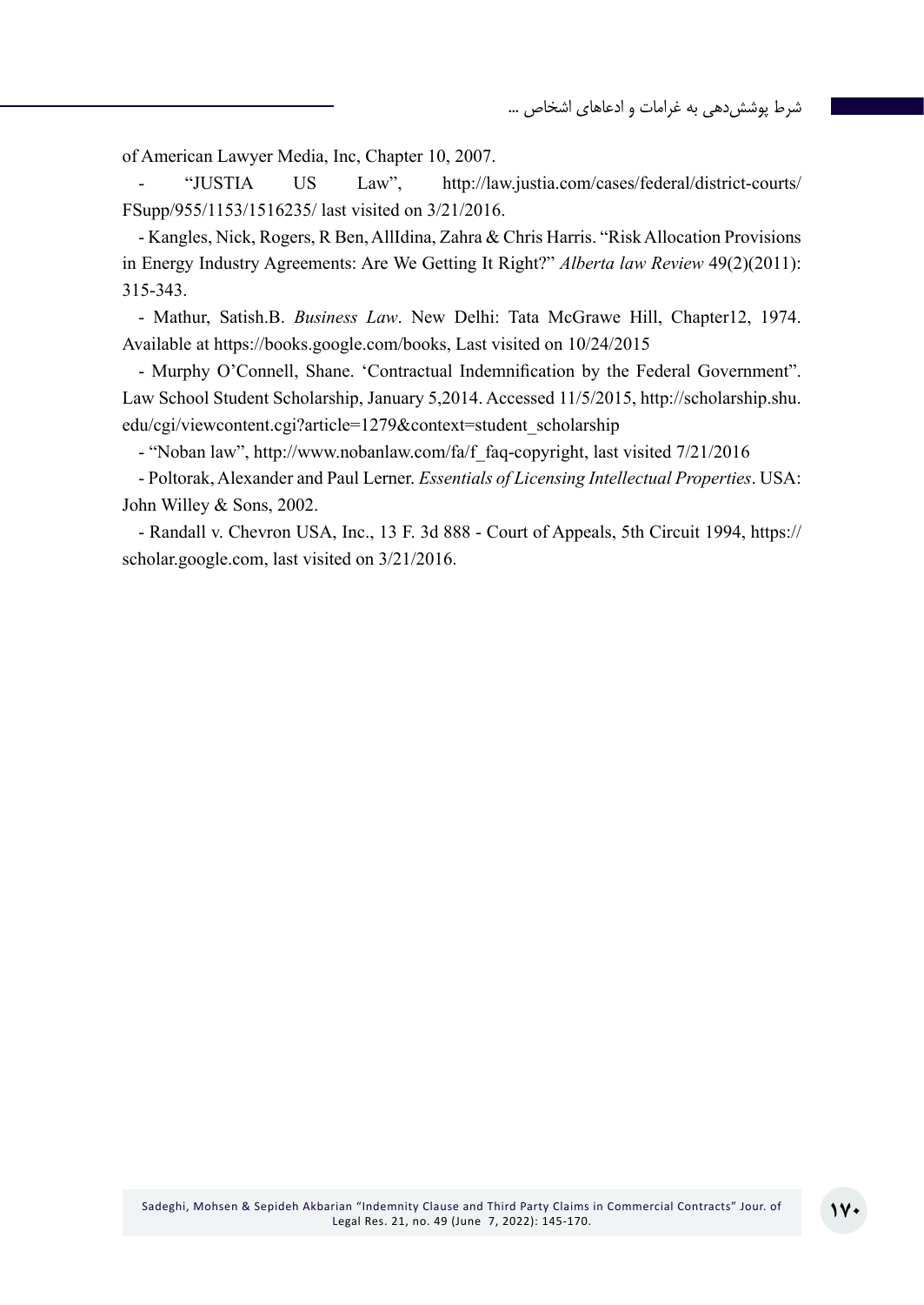of American Lawyer Media, Inc, Chapter 10, 2007.

- "JUSTIA US Law", http://law.justia.com/cases/federal/district-courts/FSupp/955/1153/1516235/ last visited on 3/21/2016.

- Kangles, Nick, Rogers, R Ben, AllIdina, Zahra & Chris Harris. "Risk Allocation Provisions in Energy Industry Agreements: Are We Getting It Right?" *Alberta law Review* 49(2)(2011): 315-343.

- Mathur, Satish.B. *Business Law*. New Delhi: Tata McGrawe Hill, Chapter12, 1974. Available at https://books.google.com/books, Last visited on 10/24/2015

- Murphy O'Connell, Shane. 'Contractual Indemnification by the Federal Government". Law School Student Scholarship, January 5,2014. Accessed 11/5/2015, http://scholarship.shu.edu/cgi/viewcontent.cgi?article=1279&context=student_scholarship

- "Noban law", http://www.nobanlaw.com/fa/f_faq-copyright, last visited 7/21/2016

- Poltorak, Alexander and Paul Lerner. *Essentials of Licensing Intellectual Properties*. USA: John Willey & Sons, 2002.

- Randall v. Chevron USA, Inc., 13 F. 3d 888 - Court of Appeals, 5th Circuit 1994, https://scholar.google.com, last visited on 3/21/2016.